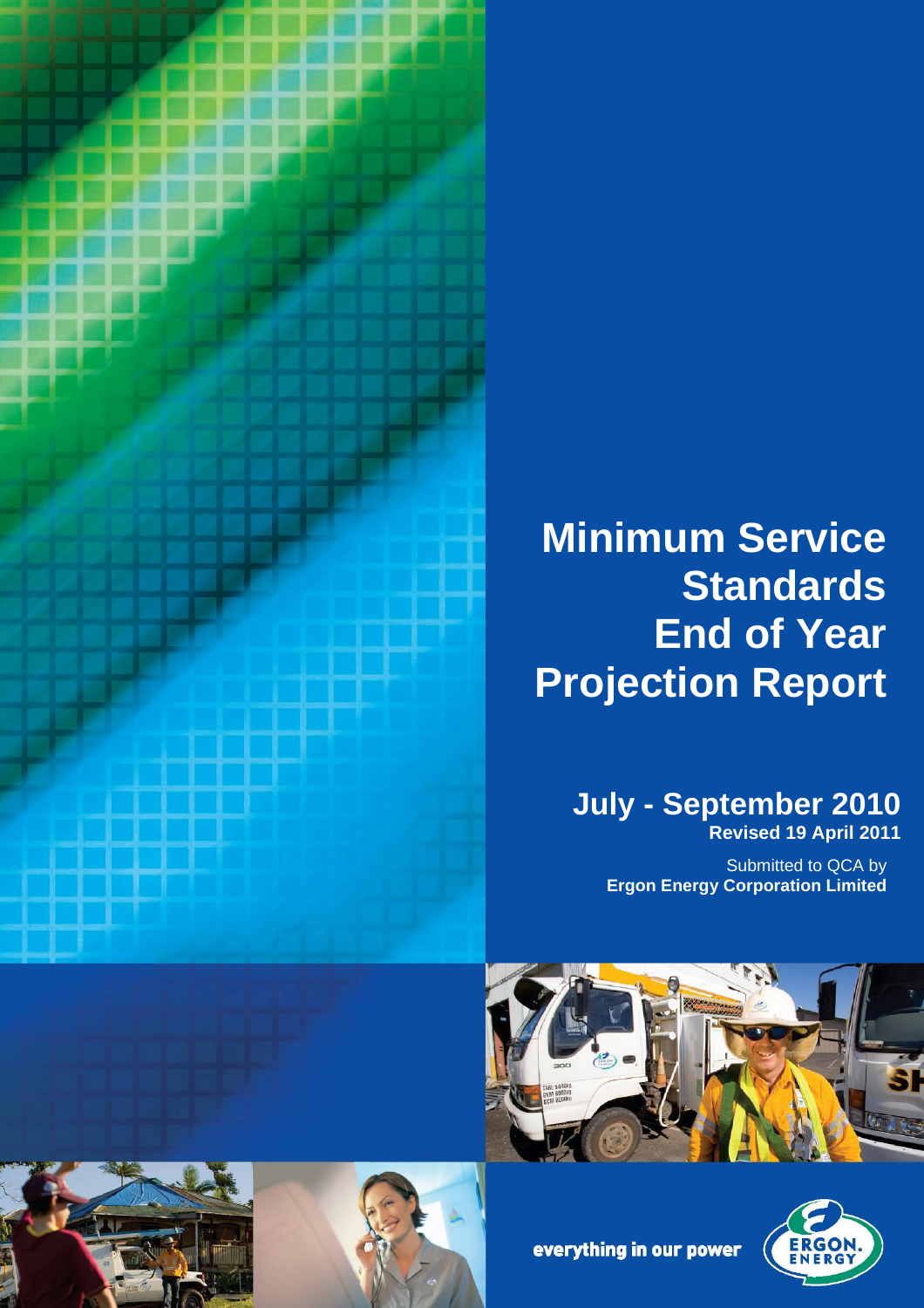# Minimum Service Standards End of Year Projection Report

## July - September 2010

**Revised 19 April 2011**

Submitted to QCA by
**Ergon Energy Corporation Limited**

everything in our power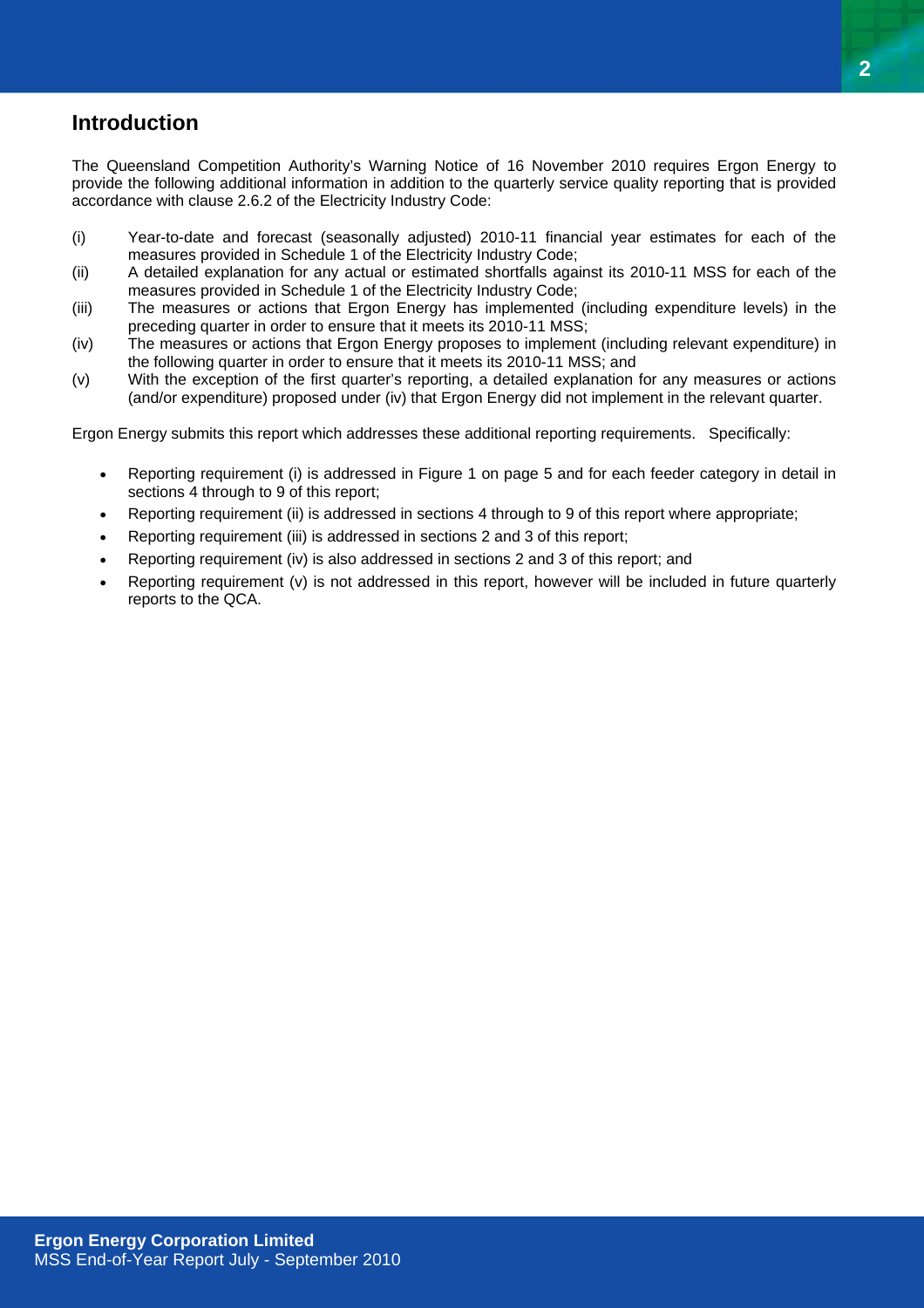## Introduction

The Queensland Competition Authority's Warning Notice of 16 November 2010 requires Ergon Energy to provide the following additional information in addition to the quarterly service quality reporting that is provided accordance with clause 2.6.2 of the Electricity Industry Code:

(i) Year-to-date and forecast (seasonally adjusted) 2010-11 financial year estimates for each of the measures provided in Schedule 1 of the Electricity Industry Code;

(ii) A detailed explanation for any actual or estimated shortfalls against its 2010-11 MSS for each of the measures provided in Schedule 1 of the Electricity Industry Code;

(iii) The measures or actions that Ergon Energy has implemented (including expenditure levels) in the preceding quarter in order to ensure that it meets its 2010-11 MSS;

(iv) The measures or actions that Ergon Energy proposes to implement (including relevant expenditure) in the following quarter in order to ensure that it meets its 2010-11 MSS; and

(v) With the exception of the first quarter's reporting, a detailed explanation for any measures or actions (and/or expenditure) proposed under (iv) that Ergon Energy did not implement in the relevant quarter.

Ergon Energy submits this report which addresses these additional reporting requirements. Specifically:

- Reporting requirement (i) is addressed in Figure 1 on page 5 and for each feeder category in detail in sections 4 through to 9 of this report;
- Reporting requirement (ii) is addressed in sections 4 through to 9 of this report where appropriate;
- Reporting requirement (iii) is addressed in sections 2 and 3 of this report;
- Reporting requirement (iv) is also addressed in sections 2 and 3 of this report; and
- Reporting requirement (v) is not addressed in this report, however will be included in future quarterly reports to the QCA.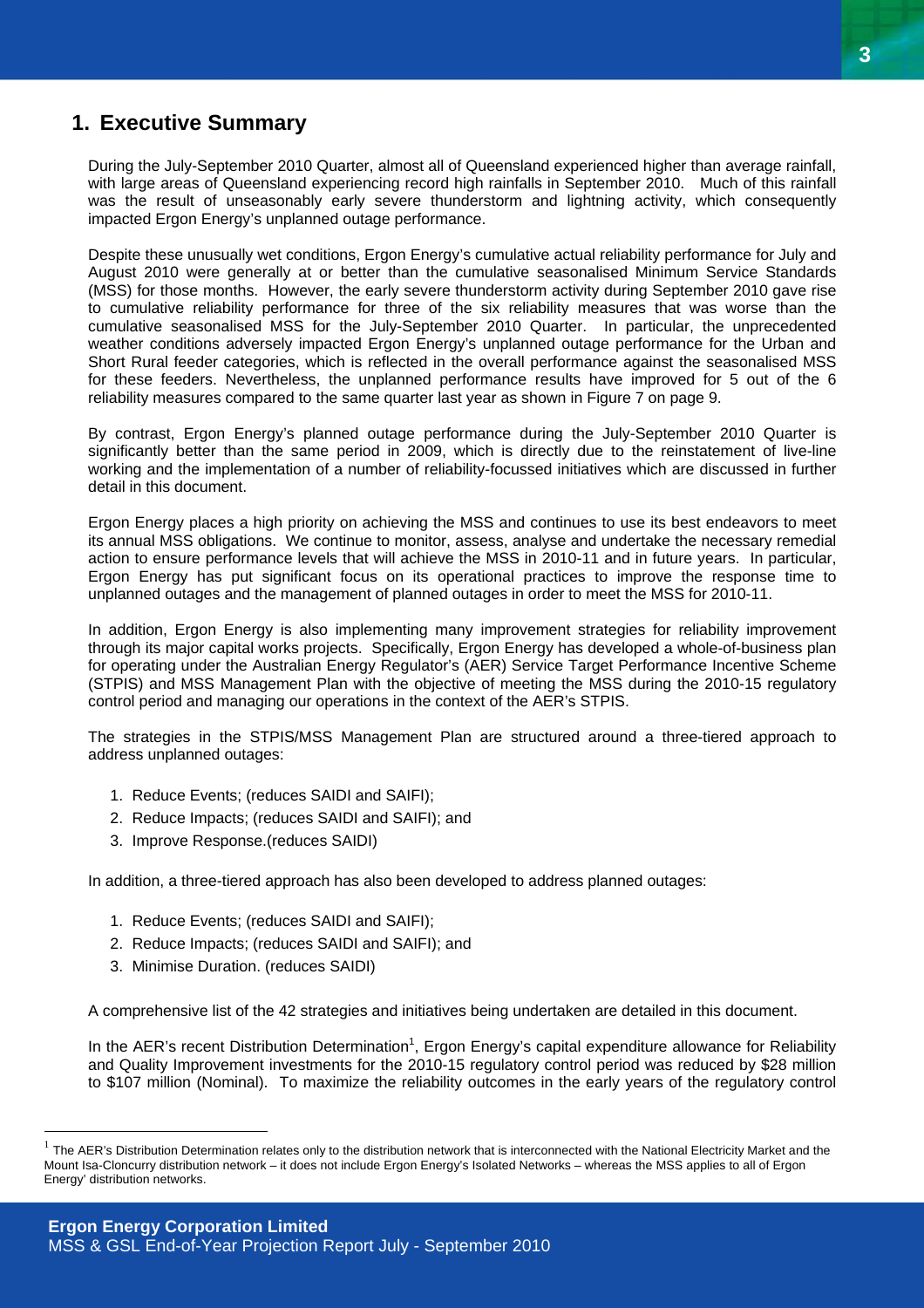# 1. Executive Summary

During the July-September 2010 Quarter, almost all of Queensland experienced higher than average rainfall, with large areas of Queensland experiencing record high rainfalls in September 2010. Much of this rainfall was the result of unseasonably early severe thunderstorm and lightning activity, which consequently impacted Ergon Energy's unplanned outage performance.

Despite these unusually wet conditions, Ergon Energy's cumulative actual reliability performance for July and August 2010 were generally at or better than the cumulative seasonalised Minimum Service Standards (MSS) for those months. However, the early severe thunderstorm activity during September 2010 gave rise to cumulative reliability performance for three of the six reliability measures that was worse than the cumulative seasonalised MSS for the July-September 2010 Quarter. In particular, the unprecedented weather conditions adversely impacted Ergon Energy's unplanned outage performance for the Urban and Short Rural feeder categories, which is reflected in the overall performance against the seasonalised MSS for these feeders. Nevertheless, the unplanned performance results have improved for 5 out of the 6 reliability measures compared to the same quarter last year as shown in Figure 7 on page 9.

By contrast, Ergon Energy's planned outage performance during the July-September 2010 Quarter is significantly better than the same period in 2009, which is directly due to the reinstatement of live-line working and the implementation of a number of reliability-focussed initiatives which are discussed in further detail in this document.

Ergon Energy places a high priority on achieving the MSS and continues to use its best endeavors to meet its annual MSS obligations. We continue to monitor, assess, analyse and undertake the necessary remedial action to ensure performance levels that will achieve the MSS in 2010-11 and in future years. In particular, Ergon Energy has put significant focus on its operational practices to improve the response time to unplanned outages and the management of planned outages in order to meet the MSS for 2010-11.

In addition, Ergon Energy is also implementing many improvement strategies for reliability improvement through its major capital works projects. Specifically, Ergon Energy has developed a whole-of-business plan for operating under the Australian Energy Regulator's (AER) Service Target Performance Incentive Scheme (STPIS) and MSS Management Plan with the objective of meeting the MSS during the 2010-15 regulatory control period and managing our operations in the context of the AER's STPIS.

The strategies in the STPIS/MSS Management Plan are structured around a three-tiered approach to address unplanned outages:

1. Reduce Events; (reduces SAIDI and SAIFI);
2. Reduce Impacts; (reduces SAIDI and SAIFI); and
3. Improve Response.(reduces SAIDI)

In addition, a three-tiered approach has also been developed to address planned outages:

1. Reduce Events; (reduces SAIDI and SAIFI);
2. Reduce Impacts; (reduces SAIDI and SAIFI); and
3. Minimise Duration. (reduces SAIDI)

A comprehensive list of the 42 strategies and initiatives being undertaken are detailed in this document.

In the AER's recent Distribution Determination[1], Ergon Energy's capital expenditure allowance for Reliability and Quality Improvement investments for the 2010-15 regulatory control period was reduced by $28 million to $107 million (Nominal). To maximize the reliability outcomes in the early years of the regulatory control

[1] The AER's Distribution Determination relates only to the distribution network that is interconnected with the National Electricity Market and the Mount Isa-Cloncurry distribution network – it does not include Ergon Energy's Isolated Networks – whereas the MSS applies to all of Ergon Energy' distribution networks.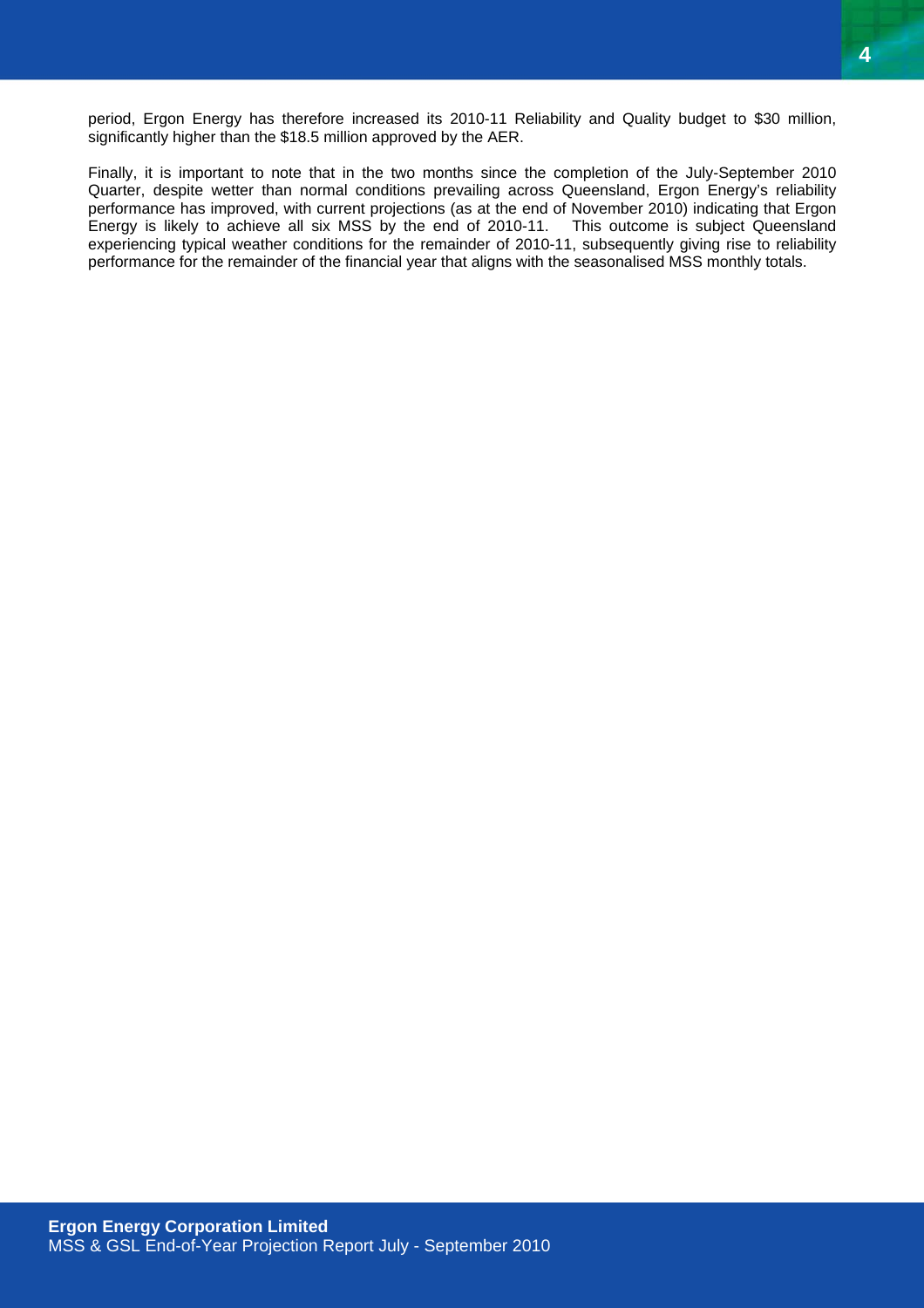period, Ergon Energy has therefore increased its 2010-11 Reliability and Quality budget to $30 million, significantly higher than the $18.5 million approved by the AER.

Finally, it is important to note that in the two months since the completion of the July-September 2010 Quarter, despite wetter than normal conditions prevailing across Queensland, Ergon Energy's reliability performance has improved, with current projections (as at the end of November 2010) indicating that Ergon Energy is likely to achieve all six MSS by the end of 2010-11. This outcome is subject Queensland experiencing typical weather conditions for the remainder of 2010-11, subsequently giving rise to reliability performance for the remainder of the financial year that aligns with the seasonalised MSS monthly totals.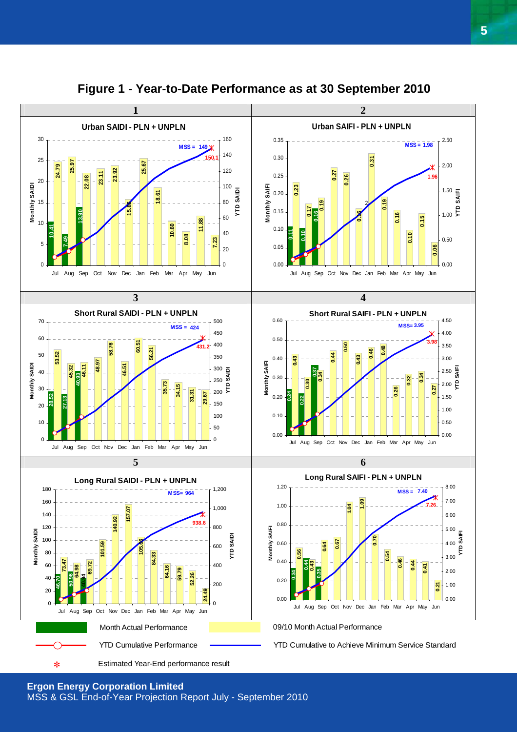# Figure 1 - Year-to-Date Performance as at 30 September 2010

| | 1 | 2 |
|---|---|---|
| Chart | Urban SAIDI - PLN + UNPLN | Urban SAIFI - PLN + UNPLN |
| MSS | 149 | 1.98 |
| Estimated Year-End | 150.1 | 1.96 |

| | 3 | 4 |
|---|---|---|
| Chart | Short Rural SAIDI - PLN + UNPLN | Short Rural SAIFI - PLN + UNPLN |
| MSS | 424 | 3.95 |
| Estimated Year-End | 431.2 | 3.98 |

| | 5 | 6 |
|---|---|---|
| Chart | Long Rural SAIDI - PLN + UNPLN | Long Rural SAIFI - PLN + UNPLN |
| MSS | 964 | 7.40 |
| Estimated Year-End | 938.6 | 7.26 |

**Monthly values (Month Actual Performance, Jul–Sep 2010):**

| Chart | Jul | Aug | Sep |
|---|---|---|---|
| Urban SAIDI | 10.41 | 7.49 | 13.90 |
| Urban SAIFI | 0.11 | 0.10 | 0.16 |
| Short Rural SAIDI | 28.52 | 27.13 | 40.93 |
| Short Rural SAIFI | 0.24 | 0.22 | 0.37 |
| Long Rural SAIDI | 46.70 | 50.96 | 40.94 |
| Long Rural SAIFI | 0.34 | 0.44 | 0.35 |

**09/10 Month Actual Performance:**

| Chart | Jul | Aug | Sep | Oct | Nov | Dec | Jan | Feb | Mar | Apr | May | Jun |
|---|---|---|---|---|---|---|---|---|---|---|---|---|
| Urban SAIDI | 24.79 | 25.97 | 22.08 | 23.11 | 23.92 | 15.86 | 25.67 | 18.61 | 10.60 | 8.08 | 11.88 | 7.23 |
| Urban SAIFI | 0.23 | 0.17 | 0.19 | 0.27 | 0.26 | 0.16 | 0.31 | 0.19 | 0.16 | 0.10 | 0.15 | 0.06 |
| Short Rural SAIDI | 53.52 | 45.32 | 46.11 | 48.97 | 58.76 | 46.51 | 60.51 | 56.21 | 35.73 | 34.15 | 31.31 | 29.67 |
| Short Rural SAIFI | 0.43 | 0.30 | 0.34 | 0.44 | 0.50 | 0.43 | 0.46 | 0.48 | 0.26 | 0.32 | 0.34 | 0.27 |
| Long Rural SAIDI | 73.47 | 64.98 | 69.72 | 101.59 | 140.92 | 157.07 | 105.06 | 84.33 | 64.16 | 59.79 | 52.26 | 24.49 |
| Long Rural SAIFI | 0.56 | 0.43 | 0.64 | 0.67 | 1.04 | 1.09 | 0.70 | 0.54 | 0.46 | 0.44 | 0.41 | 0.21 |

Legend: Month Actual Performance; 09/10 Month Actual Performance; YTD Cumulative Performance; YTD Cumulative to Achieve Minimum Service Standard; * Estimated Year-End performance result

**Ergon Energy Corporation Limited**
MSS & GSL End-of-Year Projection Report July - September 2010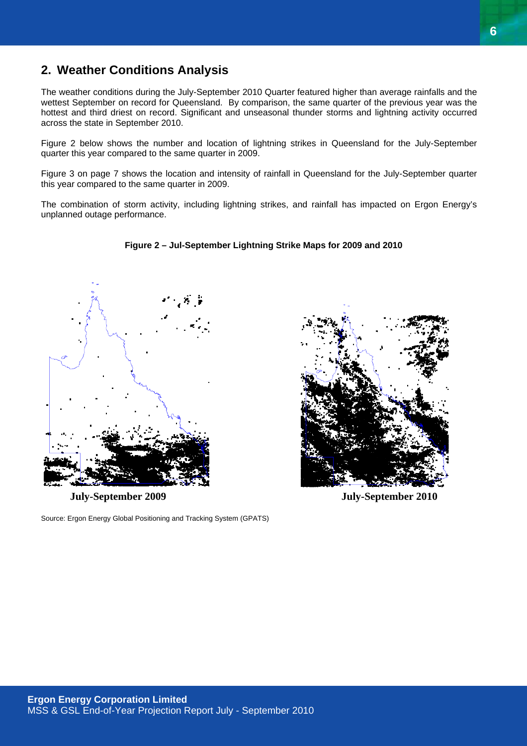## 2. Weather Conditions Analysis

The weather conditions during the July-September 2010 Quarter featured higher than average rainfalls and the wettest September on record for Queensland. By comparison, the same quarter of the previous year was the hottest and third driest on record. Significant and unseasonal thunder storms and lightning activity occurred across the state in September 2010.

Figure 2 below shows the number and location of lightning strikes in Queensland for the July-September quarter this year compared to the same quarter in 2009.

Figure 3 on page 7 shows the location and intensity of rainfall in Queensland for the July-September quarter this year compared to the same quarter in 2009.

The combination of storm activity, including lightning strikes, and rainfall has impacted on Ergon Energy's unplanned outage performance.

**Figure 2 – Jul-September Lightning Strike Maps for 2009 and 2010**

**July-September 2009** **July-September 2010**

Source: Ergon Energy Global Positioning and Tracking System (GPATS)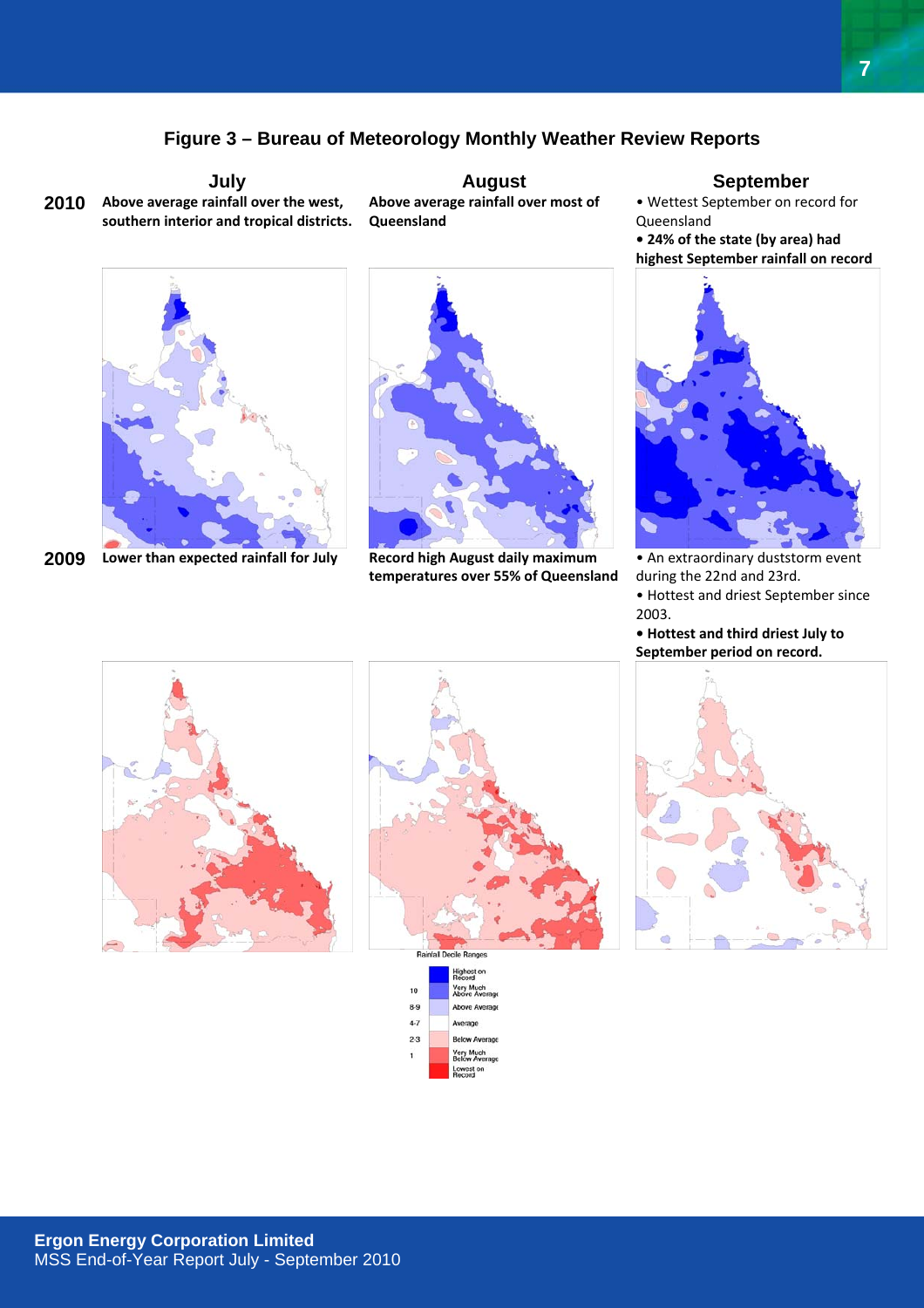## Figure 3 – Bureau of Meteorology Monthly Weather Review Reports

| | July | August | September |
|---|---|---|---|
| **2010** | **Above average rainfall over the west, southern interior and tropical districts.** | **Above average rainfall over most of Queensland** | • Wettest September on record for Queensland<br>• **24% of the state (by area) had highest September rainfall on record** |
| **2009** | **Lower than expected rainfall for July** | **Record high August daily maximum temperatures over 55% of Queensland** | • An extraordinary duststorm event during the 22nd and 23rd.<br>• Hottest and driest September since 2003.<br>• **Hottest and third driest July to September period on record.** |

Rainfall Decile Ranges

| Decile | Range |
|---|---|
| | Highest on Record |
| 10 | Very Much Above Average |
| 8-9 | Above Average |
| 4-7 | Average |
| 2-3 | Below Average |
| 1 | Very Much Below Average |
| | Lowest on Record |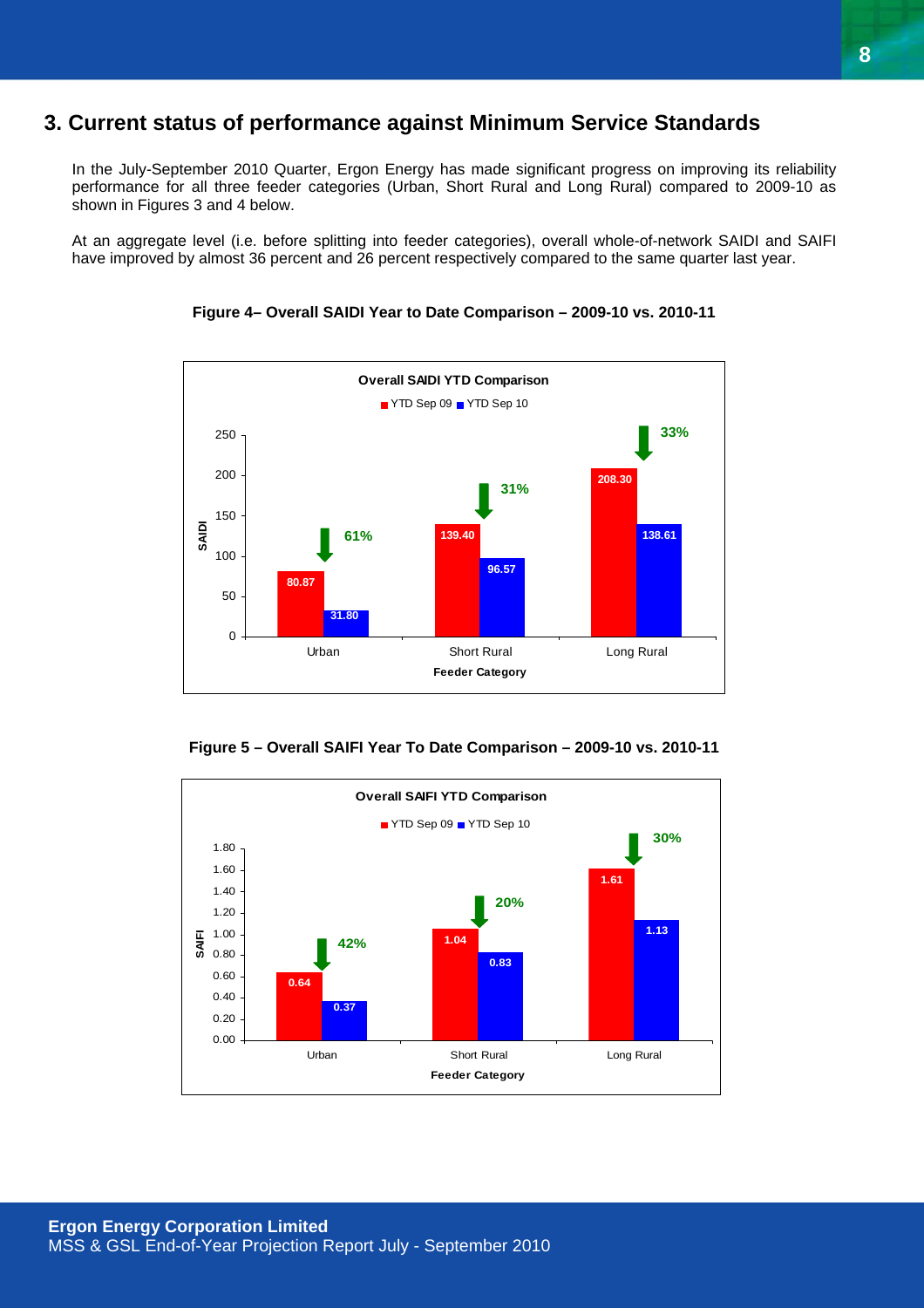## 3. Current status of performance against Minimum Service Standards

In the July-September 2010 Quarter, Ergon Energy has made significant progress on improving its reliability performance for all three feeder categories (Urban, Short Rural and Long Rural) compared to 2009-10 as shown in Figures 3 and 4 below.

At an aggregate level (i.e. before splitting into feeder categories), overall whole-of-network SAIDI and SAIFI have improved by almost 36 percent and 26 percent respectively compared to the same quarter last year.

**Figure 4– Overall SAIDI Year to Date Comparison – 2009-10 vs. 2010-11**

**Overall SAIDI YTD Comparison**

| Feeder Category | YTD Sep 09 | YTD Sep 10 | Improvement |
|---|---|---|---|
| Urban | 80.87 | 31.80 | 61% |
| Short Rural | 139.40 | 96.57 | 31% |
| Long Rural | 208.30 | 138.61 | 33% |

**Figure 5 – Overall SAIFI Year To Date Comparison – 2009-10 vs. 2010-11**

**Overall SAIFI YTD Comparison**

| Feeder Category | YTD Sep 09 | YTD Sep 10 | Improvement |
|---|---|---|---|
| Urban | 0.64 | 0.37 | 42% |
| Short Rural | 1.04 | 0.83 | 20% |
| Long Rural | 1.61 | 1.13 | 30% |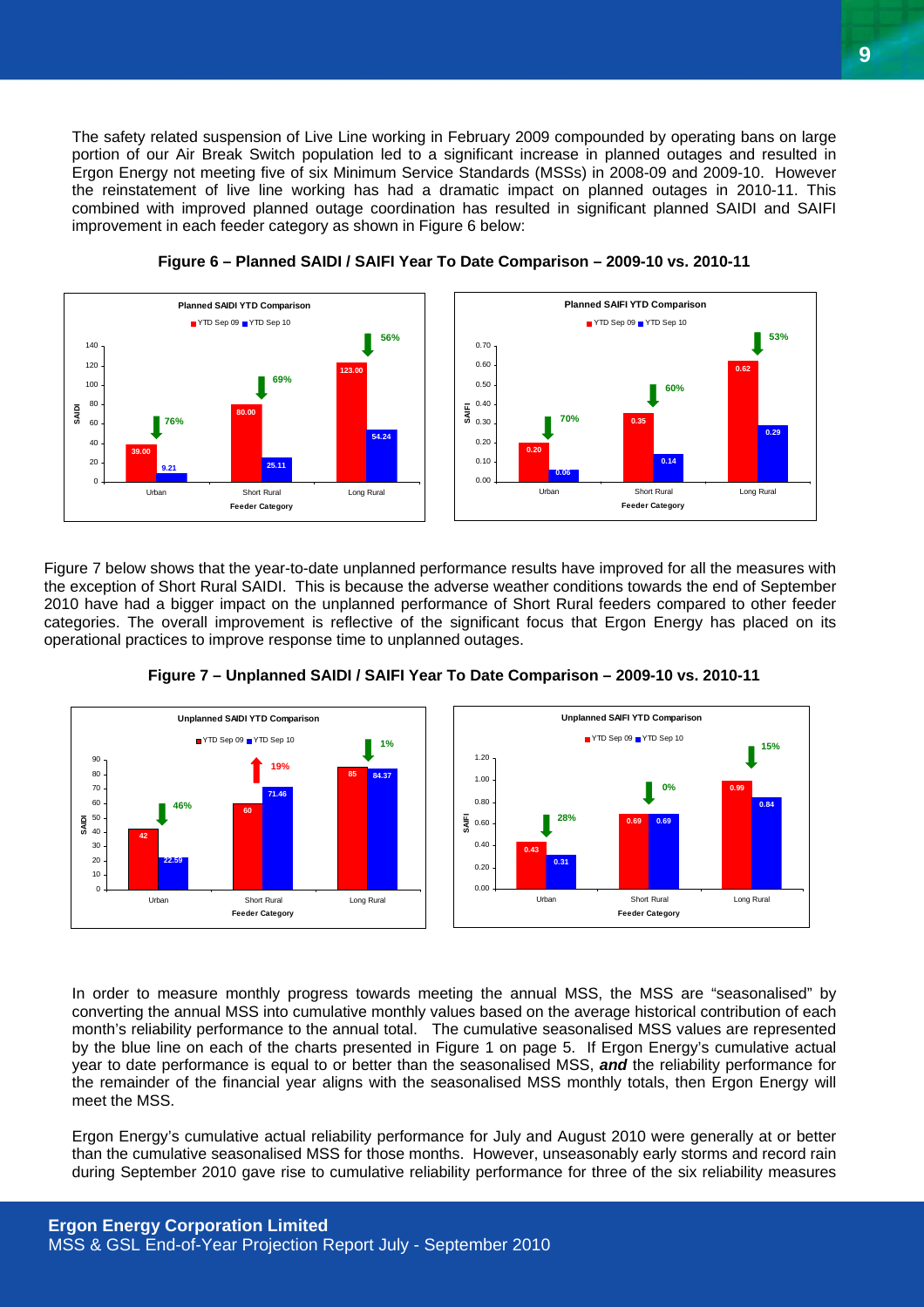The safety related suspension of Live Line working in February 2009 compounded by operating bans on large portion of our Air Break Switch population led to a significant increase in planned outages and resulted in Ergon Energy not meeting five of six Minimum Service Standards (MSSs) in 2008-09 and 2009-10. However the reinstatement of live line working has had a dramatic impact on planned outages in 2010-11. This combined with improved planned outage coordination has resulted in significant planned SAIDI and SAIFI improvement in each feeder category as shown in Figure 6 below:

**Figure 6 – Planned SAIDI / SAIFI Year To Date Comparison – 2009-10 vs. 2010-11**

**Planned SAIDI YTD Comparison**

| Feeder Category | YTD Sep 09 | YTD Sep 10 | Change |
| --- | --- | --- | --- |
| Urban | 39.00 | 9.21 | 76% |
| Short Rural | 80.00 | 25.11 | 69% |
| Long Rural | 123.00 | 54.24 | 56% |

**Planned SAIFI YTD Comparison**

| Feeder Category | YTD Sep 09 | YTD Sep 10 | Change |
| --- | --- | --- | --- |
| Urban | 0.20 | 0.06 | 70% |
| Short Rural | 0.35 | 0.14 | 60% |
| Long Rural | 0.62 | 0.29 | 53% |

Figure 7 below shows that the year-to-date unplanned performance results have improved for all the measures with the exception of Short Rural SAIDI. This is because the adverse weather conditions towards the end of September 2010 have had a bigger impact on the unplanned performance of Short Rural feeders compared to other feeder categories. The overall improvement is reflective of the significant focus that Ergon Energy has placed on its operational practices to improve response time to unplanned outages.

**Figure 7 – Unplanned SAIDI / SAIFI Year To Date Comparison – 2009-10 vs. 2010-11**

**Unplanned SAIDI YTD Comparison**

| Feeder Category | YTD Sep 09 | YTD Sep 10 | Change |
| --- | --- | --- | --- |
| Urban | 42 | 22.59 | 46% |
| Short Rural | 60 | 71.46 | 19% |
| Long Rural | 85 | 84.37 | 1% |

**Unplanned SAIFI YTD Comparison**

| Feeder Category | YTD Sep 09 | YTD Sep 10 | Change |
| --- | --- | --- | --- |
| Urban | 0.43 | 0.31 | 28% |
| Short Rural | 0.69 | 0.69 | 0% |
| Long Rural | 0.99 | 0.84 | 15% |

In order to measure monthly progress towards meeting the annual MSS, the MSS are "seasonalised" by converting the annual MSS into cumulative monthly values based on the average historical contribution of each month's reliability performance to the annual total. The cumulative seasonalised MSS values are represented by the blue line on each of the charts presented in Figure 1 on page 5. If Ergon Energy's cumulative actual year to date performance is equal to or better than the seasonalised MSS, ***and*** the reliability performance for the remainder of the financial year aligns with the seasonalised MSS monthly totals, then Ergon Energy will meet the MSS.

Ergon Energy's cumulative actual reliability performance for July and August 2010 were generally at or better than the cumulative seasonalised MSS for those months. However, unseasonably early storms and record rain during September 2010 gave rise to cumulative reliability performance for three of the six reliability measures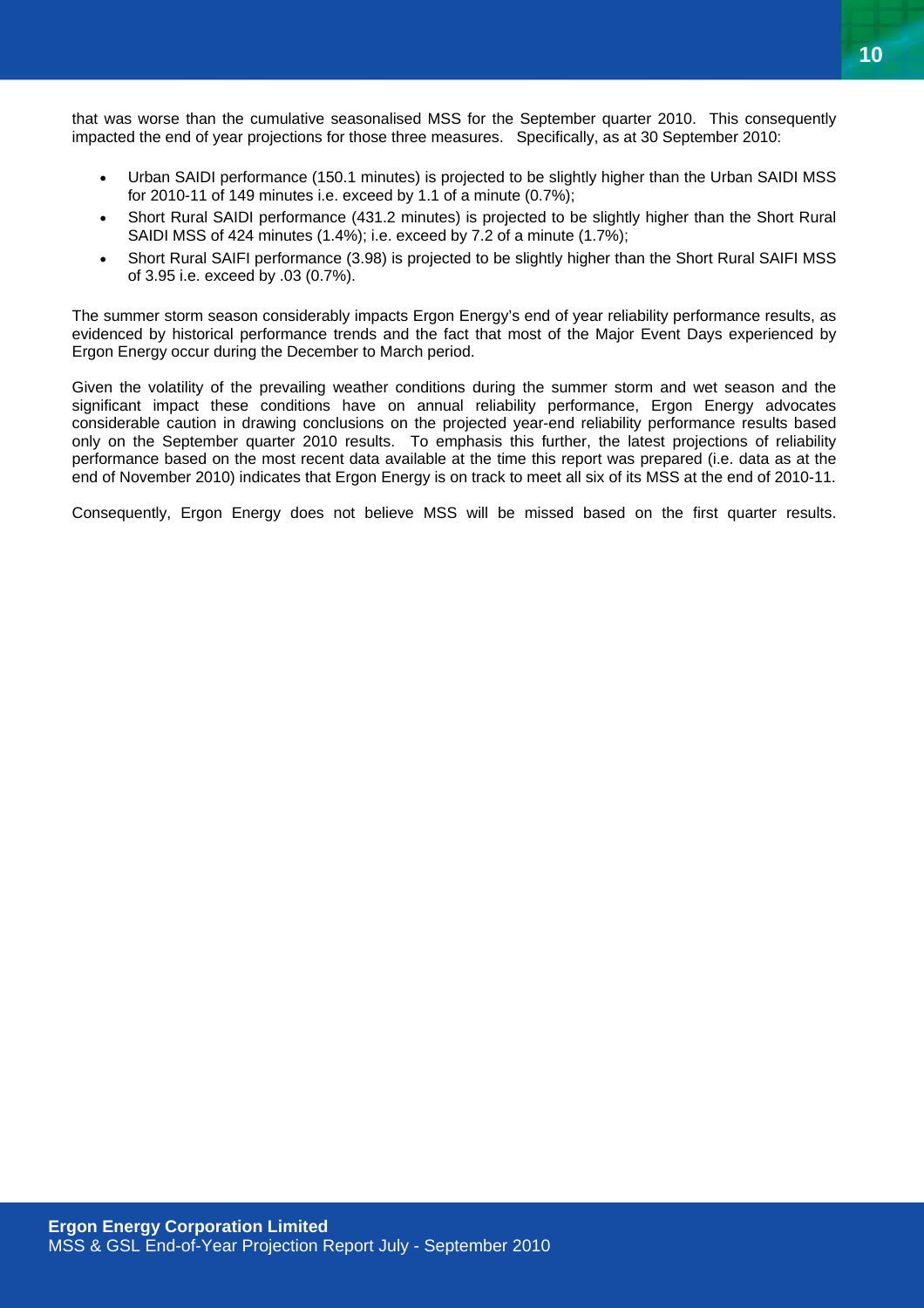that was worse than the cumulative seasonalised MSS for the September quarter 2010. This consequently impacted the end of year projections for those three measures. Specifically, as at 30 September 2010:

- Urban SAIDI performance (150.1 minutes) is projected to be slightly higher than the Urban SAIDI MSS for 2010-11 of 149 minutes i.e. exceed by 1.1 of a minute (0.7%);
- Short Rural SAIDI performance (431.2 minutes) is projected to be slightly higher than the Short Rural SAIDI MSS of 424 minutes (1.4%); i.e. exceed by 7.2 of a minute (1.7%);
- Short Rural SAIFI performance (3.98) is projected to be slightly higher than the Short Rural SAIFI MSS of 3.95 i.e. exceed by .03 (0.7%).

The summer storm season considerably impacts Ergon Energy's end of year reliability performance results, as evidenced by historical performance trends and the fact that most of the Major Event Days experienced by Ergon Energy occur during the December to March period.

Given the volatility of the prevailing weather conditions during the summer storm and wet season and the significant impact these conditions have on annual reliability performance, Ergon Energy advocates considerable caution in drawing conclusions on the projected year-end reliability performance results based only on the September quarter 2010 results. To emphasis this further, the latest projections of reliability performance based on the most recent data available at the time this report was prepared (i.e. data as at the end of November 2010) indicates that Ergon Energy is on track to meet all six of its MSS at the end of 2010-11.

Consequently, Ergon Energy does not believe MSS will be missed based on the first quarter results.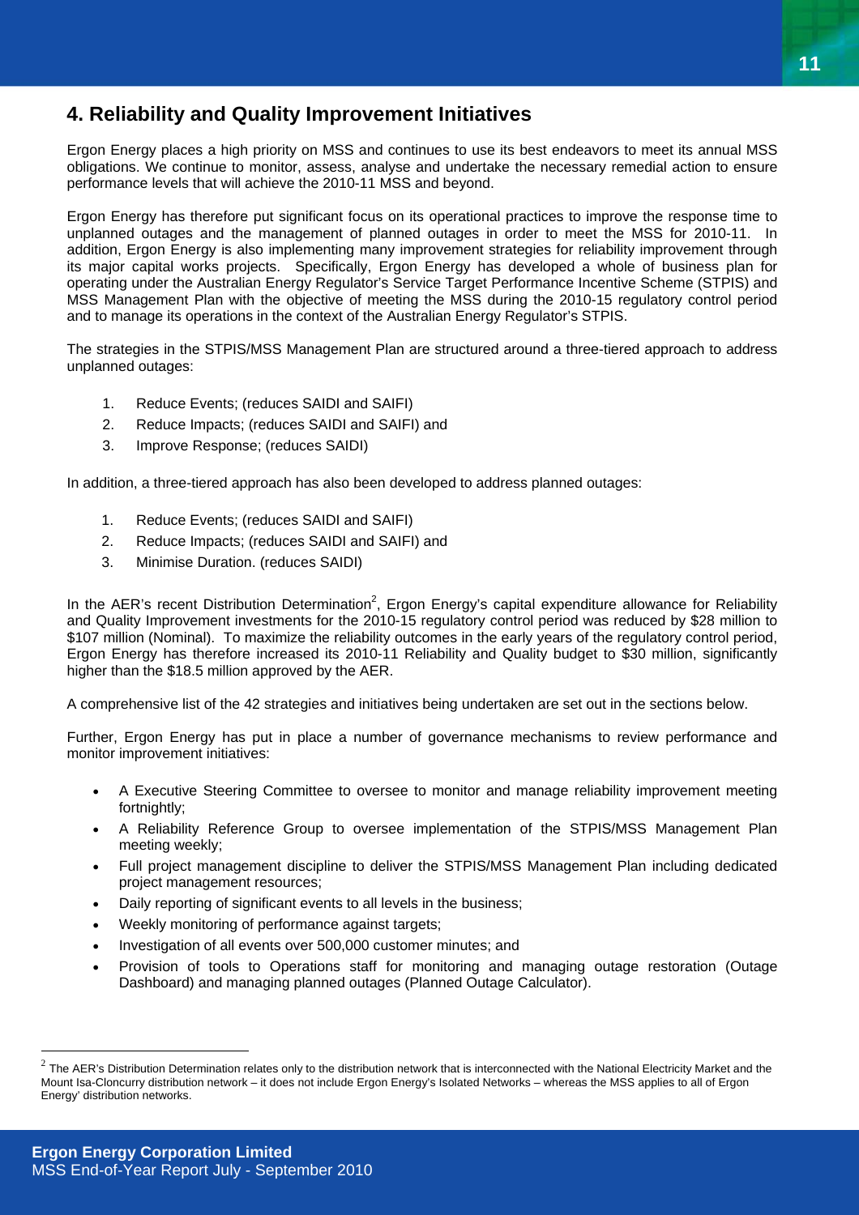## 4. Reliability and Quality Improvement Initiatives

Ergon Energy places a high priority on MSS and continues to use its best endeavors to meet its annual MSS obligations. We continue to monitor, assess, analyse and undertake the necessary remedial action to ensure performance levels that will achieve the 2010-11 MSS and beyond.

Ergon Energy has therefore put significant focus on its operational practices to improve the response time to unplanned outages and the management of planned outages in order to meet the MSS for 2010-11. In addition, Ergon Energy is also implementing many improvement strategies for reliability improvement through its major capital works projects. Specifically, Ergon Energy has developed a whole of business plan for operating under the Australian Energy Regulator's Service Target Performance Incentive Scheme (STPIS) and MSS Management Plan with the objective of meeting the MSS during the 2010-15 regulatory control period and to manage its operations in the context of the Australian Energy Regulator's STPIS.

The strategies in the STPIS/MSS Management Plan are structured around a three-tiered approach to address unplanned outages:

1. Reduce Events; (reduces SAIDI and SAIFI)
2. Reduce Impacts; (reduces SAIDI and SAIFI) and
3. Improve Response; (reduces SAIDI)

In addition, a three-tiered approach has also been developed to address planned outages:

1. Reduce Events; (reduces SAIDI and SAIFI)
2. Reduce Impacts; (reduces SAIDI and SAIFI) and
3. Minimise Duration. (reduces SAIDI)

In the AER's recent Distribution Determination[2], Ergon Energy's capital expenditure allowance for Reliability and Quality Improvement investments for the 2010-15 regulatory control period was reduced by $28 million to $107 million (Nominal). To maximize the reliability outcomes in the early years of the regulatory control period, Ergon Energy has therefore increased its 2010-11 Reliability and Quality budget to $30 million, significantly higher than the $18.5 million approved by the AER.

A comprehensive list of the 42 strategies and initiatives being undertaken are set out in the sections below.

Further, Ergon Energy has put in place a number of governance mechanisms to review performance and monitor improvement initiatives:

- A Executive Steering Committee to oversee to monitor and manage reliability improvement meeting fortnightly;
- A Reliability Reference Group to oversee implementation of the STPIS/MSS Management Plan meeting weekly;
- Full project management discipline to deliver the STPIS/MSS Management Plan including dedicated project management resources;
- Daily reporting of significant events to all levels in the business;
- Weekly monitoring of performance against targets;
- Investigation of all events over 500,000 customer minutes; and
- Provision of tools to Operations staff for monitoring and managing outage restoration (Outage Dashboard) and managing planned outages (Planned Outage Calculator).

[2] The AER's Distribution Determination relates only to the distribution network that is interconnected with the National Electricity Market and the Mount Isa-Cloncurry distribution network – it does not include Ergon Energy's Isolated Networks – whereas the MSS applies to all of Ergon Energy' distribution networks.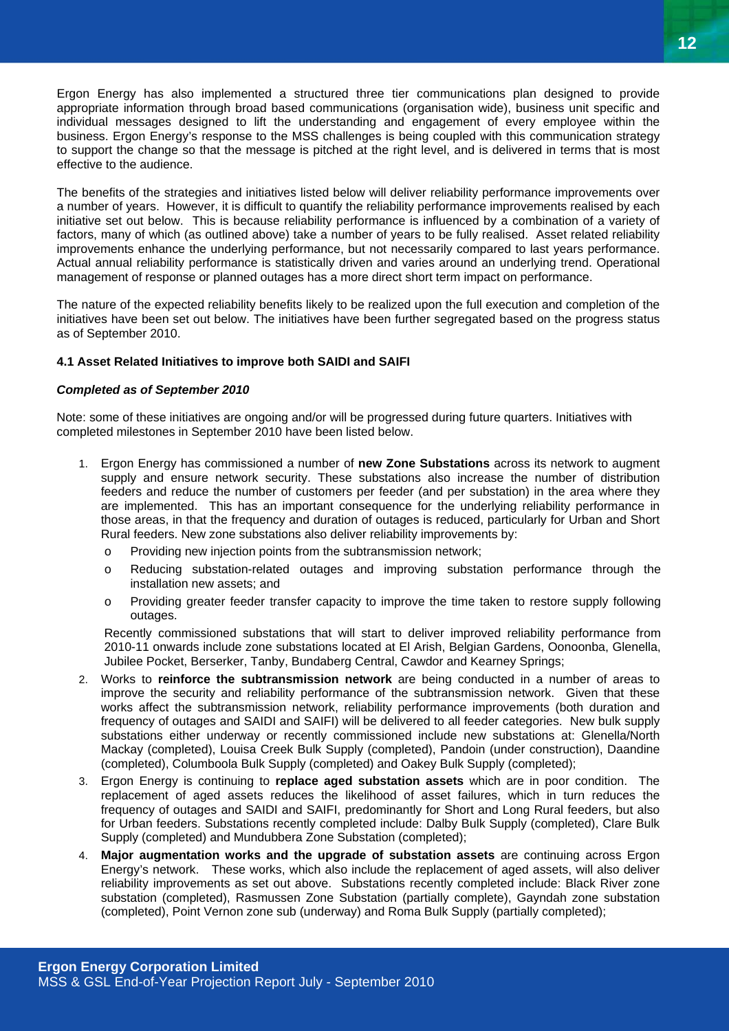Ergon Energy has also implemented a structured three tier communications plan designed to provide appropriate information through broad based communications (organisation wide), business unit specific and individual messages designed to lift the understanding and engagement of every employee within the business. Ergon Energy's response to the MSS challenges is being coupled with this communication strategy to support the change so that the message is pitched at the right level, and is delivered in terms that is most effective to the audience.

The benefits of the strategies and initiatives listed below will deliver reliability performance improvements over a number of years. However, it is difficult to quantify the reliability performance improvements realised by each initiative set out below. This is because reliability performance is influenced by a combination of a variety of factors, many of which (as outlined above) take a number of years to be fully realised. Asset related reliability improvements enhance the underlying performance, but not necessarily compared to last years performance. Actual annual reliability performance is statistically driven and varies around an underlying trend. Operational management of response or planned outages has a more direct short term impact on performance.

The nature of the expected reliability benefits likely to be realized upon the full execution and completion of the initiatives have been set out below. The initiatives have been further segregated based on the progress status as of September 2010.

#### 4.1 Asset Related Initiatives to improve both SAIDI and SAIFI

***Completed as of September 2010***

Note: some of these initiatives are ongoing and/or will be progressed during future quarters. Initiatives with completed milestones in September 2010 have been listed below.

1. Ergon Energy has commissioned a number of **new Zone Substations** across its network to augment supply and ensure network security. These substations also increase the number of distribution feeders and reduce the number of customers per feeder (and per substation) in the area where they are implemented. This has an important consequence for the underlying reliability performance in those areas, in that the frequency and duration of outages is reduced, particularly for Urban and Short Rural feeders. New zone substations also deliver reliability improvements by:
   - Providing new injection points from the subtransmission network;
   - Reducing substation-related outages and improving substation performance through the installation new assets; and
   - Providing greater feeder transfer capacity to improve the time taken to restore supply following outages.

   Recently commissioned substations that will start to deliver improved reliability performance from 2010-11 onwards include zone substations located at El Arish, Belgian Gardens, Oonoonba, Glenella, Jubilee Pocket, Berserker, Tanby, Bundaberg Central, Cawdor and Kearney Springs;
2. Works to **reinforce the subtransmission network** are being conducted in a number of areas to improve the security and reliability performance of the subtransmission network. Given that these works affect the subtransmission network, reliability performance improvements (both duration and frequency of outages and SAIDI and SAIFI) will be delivered to all feeder categories. New bulk supply substations either underway or recently commissioned include new substations at: Glenella/North Mackay (completed), Louisa Creek Bulk Supply (completed), Pandoin (under construction), Daandine (completed), Columboola Bulk Supply (completed) and Oakey Bulk Supply (completed);
3. Ergon Energy is continuing to **replace aged substation assets** which are in poor condition. The replacement of aged assets reduces the likelihood of asset failures, which in turn reduces the frequency of outages and SAIDI and SAIFI, predominantly for Short and Long Rural feeders, but also for Urban feeders. Substations recently completed include: Dalby Bulk Supply (completed), Clare Bulk Supply (completed) and Mundubbera Zone Substation (completed);
4. **Major augmentation works and the upgrade of substation assets** are continuing across Ergon Energy's network. These works, which also include the replacement of aged assets, will also deliver reliability improvements as set out above. Substations recently completed include: Black River zone substation (completed), Rasmussen Zone Substation (partially complete), Gayndah zone substation (completed), Point Vernon zone sub (underway) and Roma Bulk Supply (partially completed);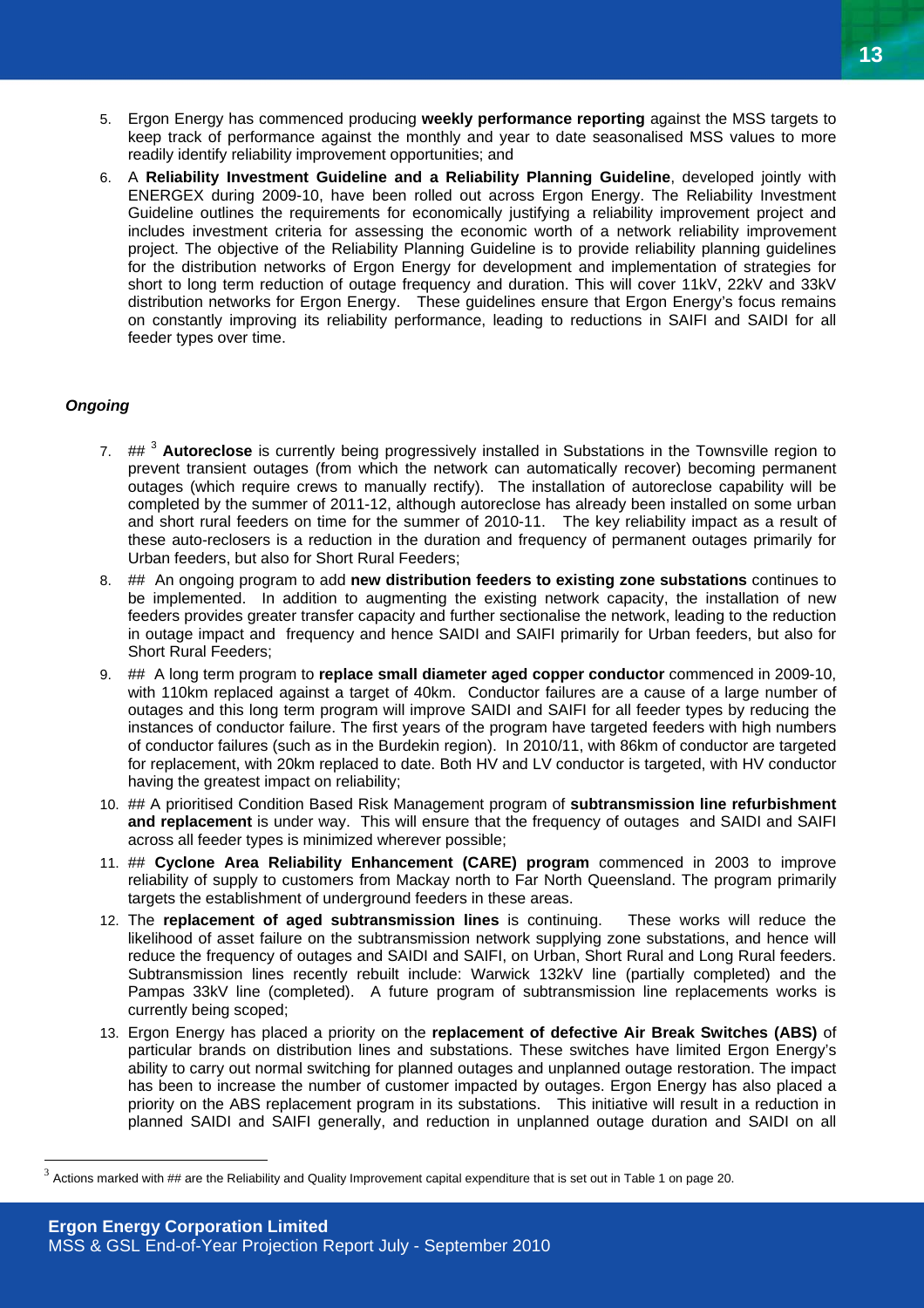5. Ergon Energy has commenced producing **weekly performance reporting** against the MSS targets to keep track of performance against the monthly and year to date seasonalised MSS values to more readily identify reliability improvement opportunities; and
6. A **Reliability Investment Guideline and a Reliability Planning Guideline**, developed jointly with ENERGEX during 2009-10, have been rolled out across Ergon Energy. The Reliability Investment Guideline outlines the requirements for economically justifying a reliability improvement project and includes investment criteria for assessing the economic worth of a network reliability improvement project. The objective of the Reliability Planning Guideline is to provide reliability planning guidelines for the distribution networks of Ergon Energy for development and implementation of strategies for short to long term reduction of outage frequency and duration. This will cover 11kV, 22kV and 33kV distribution networks for Ergon Energy. These guidelines ensure that Ergon Energy's focus remains on constantly improving its reliability performance, leading to reductions in SAIFI and SAIDI for all feeder types over time.

***Ongoing***

7. ## [3] **Autoreclose** is currently being progressively installed in Substations in the Townsville region to prevent transient outages (from which the network can automatically recover) becoming permanent outages (which require crews to manually rectify). The installation of autoreclose capability will be completed by the summer of 2011-12, although autoreclose has already been installed on some urban and short rural feeders on time for the summer of 2010-11. The key reliability impact as a result of these auto-reclosers is a reduction in the duration and frequency of permanent outages primarily for Urban feeders, but also for Short Rural Feeders;
8. ## An ongoing program to add **new distribution feeders to existing zone substations** continues to be implemented. In addition to augmenting the existing network capacity, the installation of new feeders provides greater transfer capacity and further sectionalise the network, leading to the reduction in outage impact and frequency and hence SAIDI and SAIFI primarily for Urban feeders, but also for Short Rural Feeders;
9. ## A long term program to **replace small diameter aged copper conductor** commenced in 2009-10, with 110km replaced against a target of 40km. Conductor failures are a cause of a large number of outages and this long term program will improve SAIDI and SAIFI for all feeder types by reducing the instances of conductor failure. The first years of the program have targeted feeders with high numbers of conductor failures (such as in the Burdekin region). In 2010/11, with 86km of conductor are targeted for replacement, with 20km replaced to date. Both HV and LV conductor is targeted, with HV conductor having the greatest impact on reliability;
10. ## A prioritised Condition Based Risk Management program of **subtransmission line refurbishment and replacement** is under way. This will ensure that the frequency of outages and SAIDI and SAIFI across all feeder types is minimized wherever possible;
11. ## **Cyclone Area Reliability Enhancement (CARE) program** commenced in 2003 to improve reliability of supply to customers from Mackay north to Far North Queensland. The program primarily targets the establishment of underground feeders in these areas.
12. The **replacement of aged subtransmission lines** is continuing. These works will reduce the likelihood of asset failure on the subtransmission network supplying zone substations, and hence will reduce the frequency of outages and SAIDI and SAIFI, on Urban, Short Rural and Long Rural feeders. Subtransmission lines recently rebuilt include: Warwick 132kV line (partially completed) and the Pampas 33kV line (completed). A future program of subtransmission line replacements works is currently being scoped;
13. Ergon Energy has placed a priority on the **replacement of defective Air Break Switches (ABS)** of particular brands on distribution lines and substations. These switches have limited Ergon Energy's ability to carry out normal switching for planned outages and unplanned outage restoration. The impact has been to increase the number of customer impacted by outages. Ergon Energy has also placed a priority on the ABS replacement program in its substations. This initiative will result in a reduction in planned SAIDI and SAIFI generally, and reduction in unplanned outage duration and SAIDI on all

[3] Actions marked with ## are the Reliability and Quality Improvement capital expenditure that is set out in Table 1 on page 20.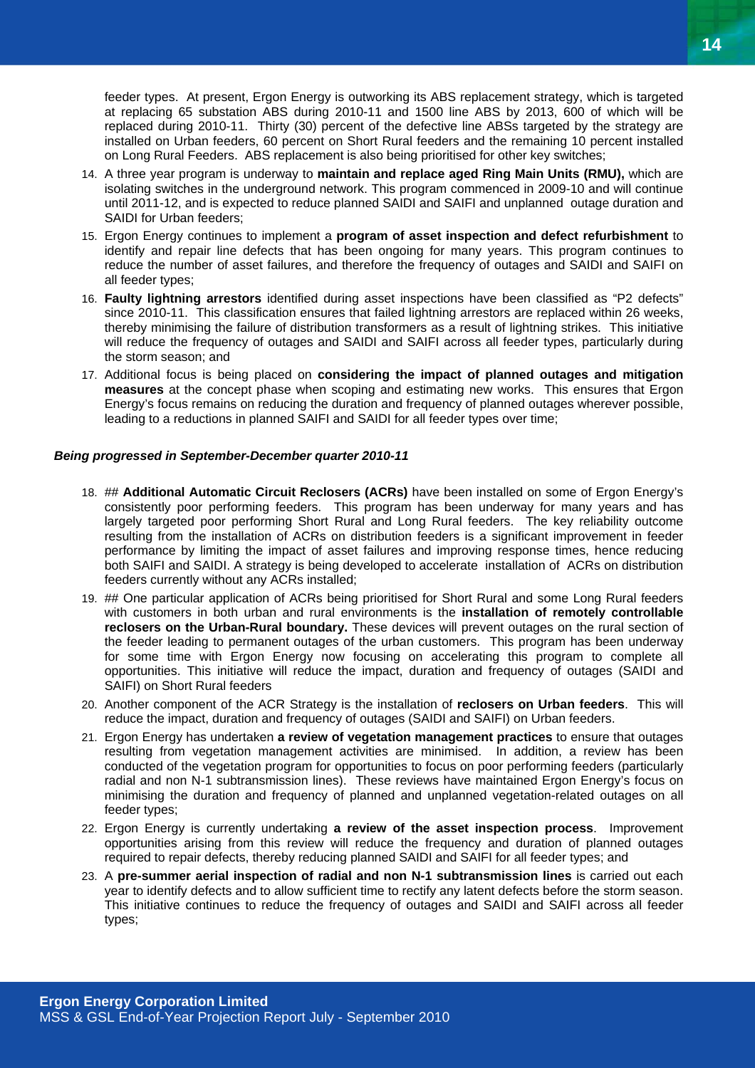feeder types. At present, Ergon Energy is outworking its ABS replacement strategy, which is targeted at replacing 65 substation ABS during 2010-11 and 1500 line ABS by 2013, 600 of which will be replaced during 2010-11. Thirty (30) percent of the defective line ABSs targeted by the strategy are installed on Urban feeders, 60 percent on Short Rural feeders and the remaining 10 percent installed on Long Rural Feeders. ABS replacement is also being prioritised for other key switches;

14. A three year program is underway to **maintain and replace aged Ring Main Units (RMU),** which are isolating switches in the underground network. This program commenced in 2009-10 and will continue until 2011-12, and is expected to reduce planned SAIDI and SAIFI and unplanned outage duration and SAIDI for Urban feeders;
15. Ergon Energy continues to implement a **program of asset inspection and defect refurbishment** to identify and repair line defects that has been ongoing for many years. This program continues to reduce the number of asset failures, and therefore the frequency of outages and SAIDI and SAIFI on all feeder types;
16. **Faulty lightning arrestors** identified during asset inspections have been classified as "P2 defects" since 2010-11. This classification ensures that failed lightning arrestors are replaced within 26 weeks, thereby minimising the failure of distribution transformers as a result of lightning strikes. This initiative will reduce the frequency of outages and SAIDI and SAIFI across all feeder types, particularly during the storm season; and
17. Additional focus is being placed on **considering the impact of planned outages and mitigation measures** at the concept phase when scoping and estimating new works. This ensures that Ergon Energy's focus remains on reducing the duration and frequency of planned outages wherever possible, leading to a reductions in planned SAIFI and SAIDI for all feeder types over time;

***Being progressed in September-December quarter 2010-11***

18. ## **Additional Automatic Circuit Reclosers (ACRs)** have been installed on some of Ergon Energy's consistently poor performing feeders. This program has been underway for many years and has largely targeted poor performing Short Rural and Long Rural feeders. The key reliability outcome resulting from the installation of ACRs on distribution feeders is a significant improvement in feeder performance by limiting the impact of asset failures and improving response times, hence reducing both SAIFI and SAIDI. A strategy is being developed to accelerate installation of ACRs on distribution feeders currently without any ACRs installed;
19. ## One particular application of ACRs being prioritised for Short Rural and some Long Rural feeders with customers in both urban and rural environments is the **installation of remotely controllable reclosers on the Urban-Rural boundary.** These devices will prevent outages on the rural section of the feeder leading to permanent outages of the urban customers. This program has been underway for some time with Ergon Energy now focusing on accelerating this program to complete all opportunities. This initiative will reduce the impact, duration and frequency of outages (SAIDI and SAIFI) on Short Rural feeders
20. Another component of the ACR Strategy is the installation of **reclosers on Urban feeders**. This will reduce the impact, duration and frequency of outages (SAIDI and SAIFI) on Urban feeders.
21. Ergon Energy has undertaken **a review of vegetation management practices** to ensure that outages resulting from vegetation management activities are minimised. In addition, a review has been conducted of the vegetation program for opportunities to focus on poor performing feeders (particularly radial and non N-1 subtransmission lines). These reviews have maintained Ergon Energy's focus on minimising the duration and frequency of planned and unplanned vegetation-related outages on all feeder types;
22. Ergon Energy is currently undertaking **a review of the asset inspection process**. Improvement opportunities arising from this review will reduce the frequency and duration of planned outages required to repair defects, thereby reducing planned SAIDI and SAIFI for all feeder types; and
23. A **pre-summer aerial inspection of radial and non N-1 subtransmission lines** is carried out each year to identify defects and to allow sufficient time to rectify any latent defects before the storm season. This initiative continues to reduce the frequency of outages and SAIDI and SAIFI across all feeder types;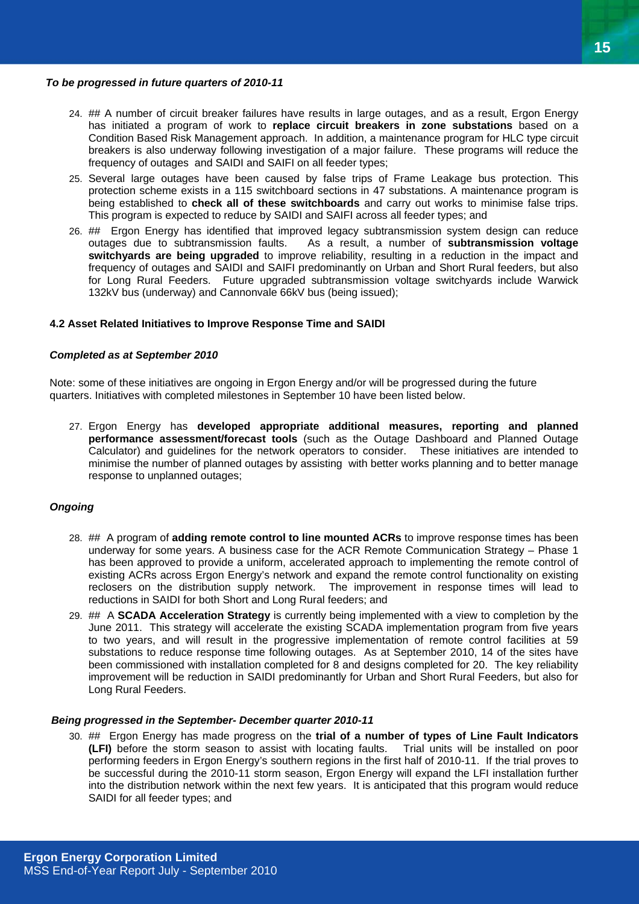***To be progressed in future quarters of 2010-11***

24. ## A number of circuit breaker failures have results in large outages, and as a result, Ergon Energy has initiated a program of work to **replace circuit breakers in zone substations** based on a Condition Based Risk Management approach. In addition, a maintenance program for HLC type circuit breakers is also underway following investigation of a major failure. These programs will reduce the frequency of outages and SAIDI and SAIFI on all feeder types;
25. Several large outages have been caused by false trips of Frame Leakage bus protection. This protection scheme exists in a 115 switchboard sections in 47 substations. A maintenance program is being established to **check all of these switchboards** and carry out works to minimise false trips. This program is expected to reduce by SAIDI and SAIFI across all feeder types; and
26. ## Ergon Energy has identified that improved legacy subtransmission system design can reduce outages due to subtransmission faults. As a result, a number of **subtransmission voltage switchyards are being upgraded** to improve reliability, resulting in a reduction in the impact and frequency of outages and SAIDI and SAIFI predominantly on Urban and Short Rural feeders, but also for Long Rural Feeders. Future upgraded subtransmission voltage switchyards include Warwick 132kV bus (underway) and Cannonvale 66kV bus (being issued);

**4.2 Asset Related Initiatives to Improve Response Time and SAIDI**

***Completed as at September 2010***

Note: some of these initiatives are ongoing in Ergon Energy and/or will be progressed during the future quarters. Initiatives with completed milestones in September 10 have been listed below.

27. Ergon Energy has **developed appropriate additional measures, reporting and planned performance assessment/forecast tools** (such as the Outage Dashboard and Planned Outage Calculator) and guidelines for the network operators to consider. These initiatives are intended to minimise the number of planned outages by assisting with better works planning and to better manage response to unplanned outages;

***Ongoing***

28. ## A program of **adding remote control to line mounted ACRs** to improve response times has been underway for some years. A business case for the ACR Remote Communication Strategy – Phase 1 has been approved to provide a uniform, accelerated approach to implementing the remote control of existing ACRs across Ergon Energy's network and expand the remote control functionality on existing reclosers on the distribution supply network. The improvement in response times will lead to reductions in SAIDI for both Short and Long Rural feeders; and
29. ## A **SCADA Acceleration Strategy** is currently being implemented with a view to completion by the June 2011. This strategy will accelerate the existing SCADA implementation program from five years to two years, and will result in the progressive implementation of remote control facilities at 59 substations to reduce response time following outages. As at September 2010, 14 of the sites have been commissioned with installation completed for 8 and designs completed for 20. The key reliability improvement will be reduction in SAIDI predominantly for Urban and Short Rural Feeders, but also for Long Rural Feeders.

***Being progressed in the September- December quarter 2010-11***

30. ## Ergon Energy has made progress on the **trial of a number of types of Line Fault Indicators (LFI)** before the storm season to assist with locating faults. Trial units will be installed on poor performing feeders in Ergon Energy's southern regions in the first half of 2010-11. If the trial proves to be successful during the 2010-11 storm season, Ergon Energy will expand the LFI installation further into the distribution network within the next few years. It is anticipated that this program would reduce SAIDI for all feeder types; and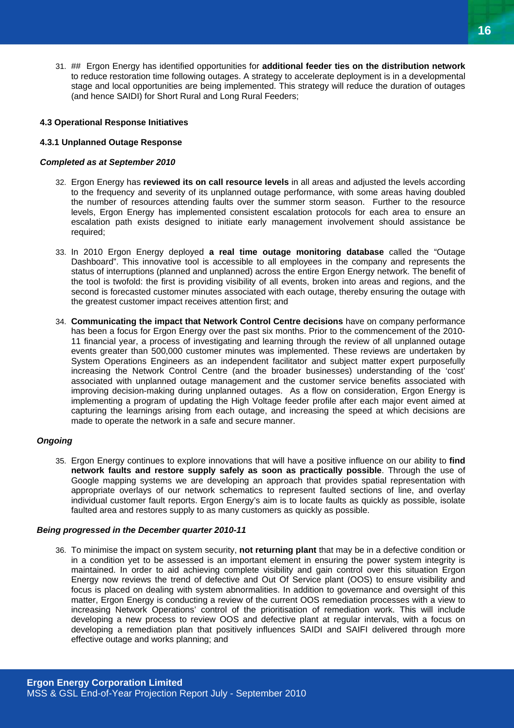31. ## Ergon Energy has identified opportunities for **additional feeder ties on the distribution network** to reduce restoration time following outages. A strategy to accelerate deployment is in a developmental stage and local opportunities are being implemented. This strategy will reduce the duration of outages (and hence SAIDI) for Short Rural and Long Rural Feeders;

### 4.3 Operational Response Initiatives

#### 4.3.1 Unplanned Outage Response

***Completed as at September 2010***

32. Ergon Energy has **reviewed its on call resource levels** in all areas and adjusted the levels according to the frequency and severity of its unplanned outage performance, with some areas having doubled the number of resources attending faults over the summer storm season. Further to the resource levels, Ergon Energy has implemented consistent escalation protocols for each area to ensure an escalation path exists designed to initiate early management involvement should assistance be required;

33. In 2010 Ergon Energy deployed **a real time outage monitoring database** called the "Outage Dashboard". This innovative tool is accessible to all employees in the company and represents the status of interruptions (planned and unplanned) across the entire Ergon Energy network. The benefit of the tool is twofold: the first is providing visibility of all events, broken into areas and regions, and the second is forecasted customer minutes associated with each outage, thereby ensuring the outage with the greatest customer impact receives attention first; and

34. **Communicating the impact that Network Control Centre decisions** have on company performance has been a focus for Ergon Energy over the past six months. Prior to the commencement of the 2010-11 financial year, a process of investigating and learning through the review of all unplanned outage events greater than 500,000 customer minutes was implemented. These reviews are undertaken by System Operations Engineers as an independent facilitator and subject matter expert purposefully increasing the Network Control Centre (and the broader businesses) understanding of the 'cost' associated with unplanned outage management and the customer service benefits associated with improving decision-making during unplanned outages. As a flow on consideration, Ergon Energy is implementing a program of updating the High Voltage feeder profile after each major event aimed at capturing the learnings arising from each outage, and increasing the speed at which decisions are made to operate the network in a safe and secure manner.

***Ongoing***

35. Ergon Energy continues to explore innovations that will have a positive influence on our ability to **find network faults and restore supply safely as soon as practically possible**. Through the use of Google mapping systems we are developing an approach that provides spatial representation with appropriate overlays of our network schematics to represent faulted sections of line, and overlay individual customer fault reports. Ergon Energy's aim is to locate faults as quickly as possible, isolate faulted area and restores supply to as many customers as quickly as possible.

***Being progressed in the December quarter 2010-11***

36. To minimise the impact on system security, **not returning plant** that may be in a defective condition or in a condition yet to be assessed is an important element in ensuring the power system integrity is maintained. In order to aid achieving complete visibility and gain control over this situation Ergon Energy now reviews the trend of defective and Out Of Service plant (OOS) to ensure visibility and focus is placed on dealing with system abnormalities. In addition to governance and oversight of this matter, Ergon Energy is conducting a review of the current OOS remediation processes with a view to increasing Network Operations' control of the prioritisation of remediation work. This will include developing a new process to review OOS and defective plant at regular intervals, with a focus on developing a remediation plan that positively influences SAIDI and SAIFI delivered through more effective outage and works planning; and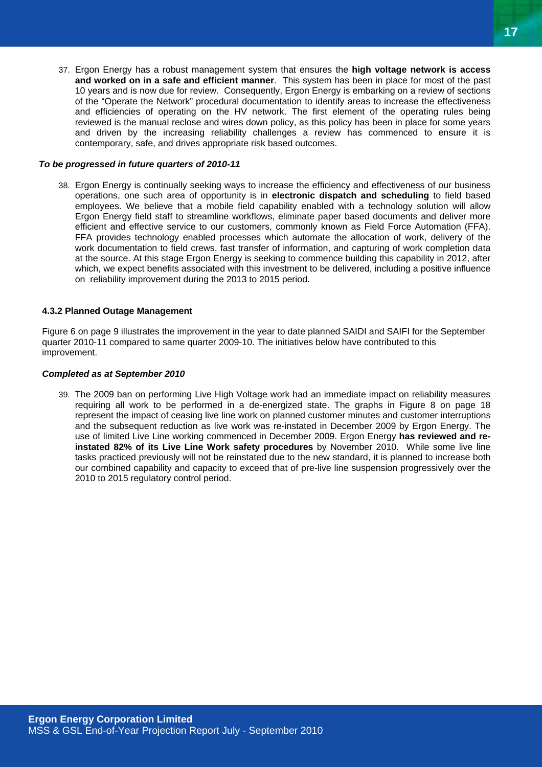37. Ergon Energy has a robust management system that ensures the **high voltage network is access and worked on in a safe and efficient manner**. This system has been in place for most of the past 10 years and is now due for review. Consequently, Ergon Energy is embarking on a review of sections of the "Operate the Network" procedural documentation to identify areas to increase the effectiveness and efficiencies of operating on the HV network. The first element of the operating rules being reviewed is the manual reclose and wires down policy, as this policy has been in place for some years and driven by the increasing reliability challenges a review has commenced to ensure it is contemporary, safe, and drives appropriate risk based outcomes.

***To be progressed in future quarters of 2010-11***

38. Ergon Energy is continually seeking ways to increase the efficiency and effectiveness of our business operations, one such area of opportunity is in **electronic dispatch and scheduling** to field based employees. We believe that a mobile field capability enabled with a technology solution will allow Ergon Energy field staff to streamline workflows, eliminate paper based documents and deliver more efficient and effective service to our customers, commonly known as Field Force Automation (FFA). FFA provides technology enabled processes which automate the allocation of work, delivery of the work documentation to field crews, fast transfer of information, and capturing of work completion data at the source. At this stage Ergon Energy is seeking to commence building this capability in 2012, after which, we expect benefits associated with this investment to be delivered, including a positive influence on reliability improvement during the 2013 to 2015 period.

### 4.3.2 Planned Outage Management

Figure 6 on page 9 illustrates the improvement in the year to date planned SAIDI and SAIFI for the September quarter 2010-11 compared to same quarter 2009-10. The initiatives below have contributed to this improvement.

***Completed as at September 2010***

39. The 2009 ban on performing Live High Voltage work had an immediate impact on reliability measures requiring all work to be performed in a de-energized state. The graphs in Figure 8 on page 18 represent the impact of ceasing live line work on planned customer minutes and customer interruptions and the subsequent reduction as live work was re-instated in December 2009 by Ergon Energy. The use of limited Live Line working commenced in December 2009. Ergon Energy **has reviewed and re-instated 82% of its Live Line Work safety procedures** by November 2010. While some live line tasks practiced previously will not be reinstated due to the new standard, it is planned to increase both our combined capability and capacity to exceed that of pre-live line suspension progressively over the 2010 to 2015 regulatory control period.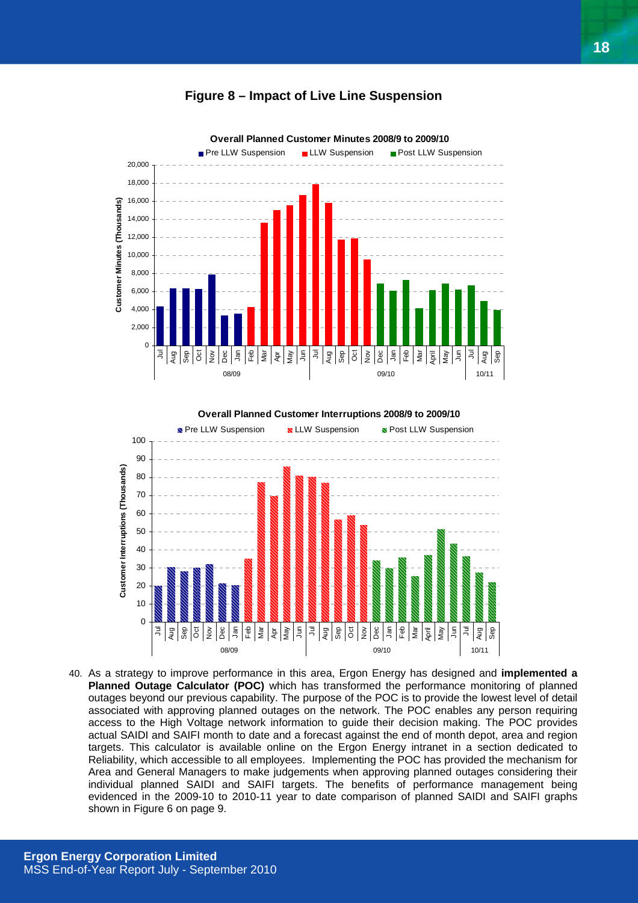**Figure 8 – Impact of Live Line Suspension**

**Overall Planned Customer Minutes 2008/9 to 2009/10**

Pre LLW Suspension | LLW Suspension | Post LLW Suspension

Customer Minutes (Thousands)

08/09 | 09/10 | 10/11

**Overall Planned Customer Interruptions 2008/9 to 2009/10**

Pre LLW Suspension | LLW Suspension | Post LLW Suspension

Customer Interruptions (Thousands)

08/09 | 09/10 | 10/11

40. As a strategy to improve performance in this area, Ergon Energy has designed and **implemented a Planned Outage Calculator (POC)** which has transformed the performance monitoring of planned outages beyond our previous capability. The purpose of the POC is to provide the lowest level of detail associated with approving planned outages on the network. The POC enables any person requiring access to the High Voltage network information to guide their decision making. The POC provides actual SAIDI and SAIFI month to date and a forecast against the end of month depot, area and region targets. This calculator is available online on the Ergon Energy intranet in a section dedicated to Reliability, which accessible to all employees. Implementing the POC has provided the mechanism for Area and General Managers to make judgements when approving planned outages considering their individual planned SAIDI and SAIFI targets. The benefits of performance management being evidenced in the 2009-10 to 2010-11 year to date comparison of planned SAIDI and SAIFI graphs shown in Figure 6 on page 9.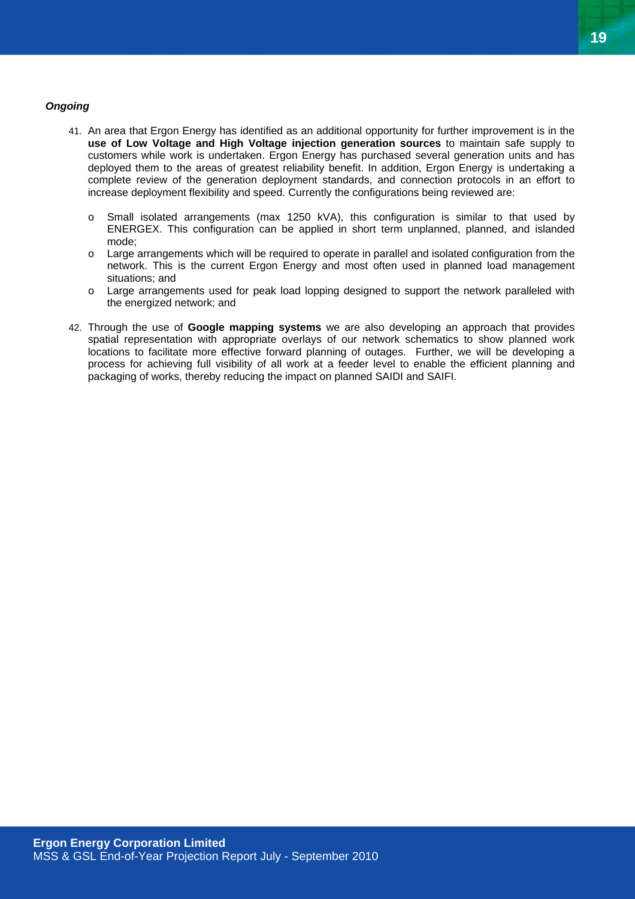***Ongoing***

41. An area that Ergon Energy has identified as an additional opportunity for further improvement is in the **use of Low Voltage and High Voltage injection generation sources** to maintain safe supply to customers while work is undertaken. Ergon Energy has purchased several generation units and has deployed them to the areas of greatest reliability benefit. In addition, Ergon Energy is undertaking a complete review of the generation deployment standards, and connection protocols in an effort to increase deployment flexibility and speed. Currently the configurations being reviewed are:

    - Small isolated arrangements (max 1250 kVA), this configuration is similar to that used by ENERGEX. This configuration can be applied in short term unplanned, planned, and islanded mode;
    - Large arrangements which will be required to operate in parallel and isolated configuration from the network. This is the current Ergon Energy and most often used in planned load management situations; and
    - Large arrangements used for peak load lopping designed to support the network paralleled with the energized network; and

42. Through the use of **Google mapping systems** we are also developing an approach that provides spatial representation with appropriate overlays of our network schematics to show planned work locations to facilitate more effective forward planning of outages. Further, we will be developing a process for achieving full visibility of all work at a feeder level to enable the efficient planning and packaging of works, thereby reducing the impact on planned SAIDI and SAIFI.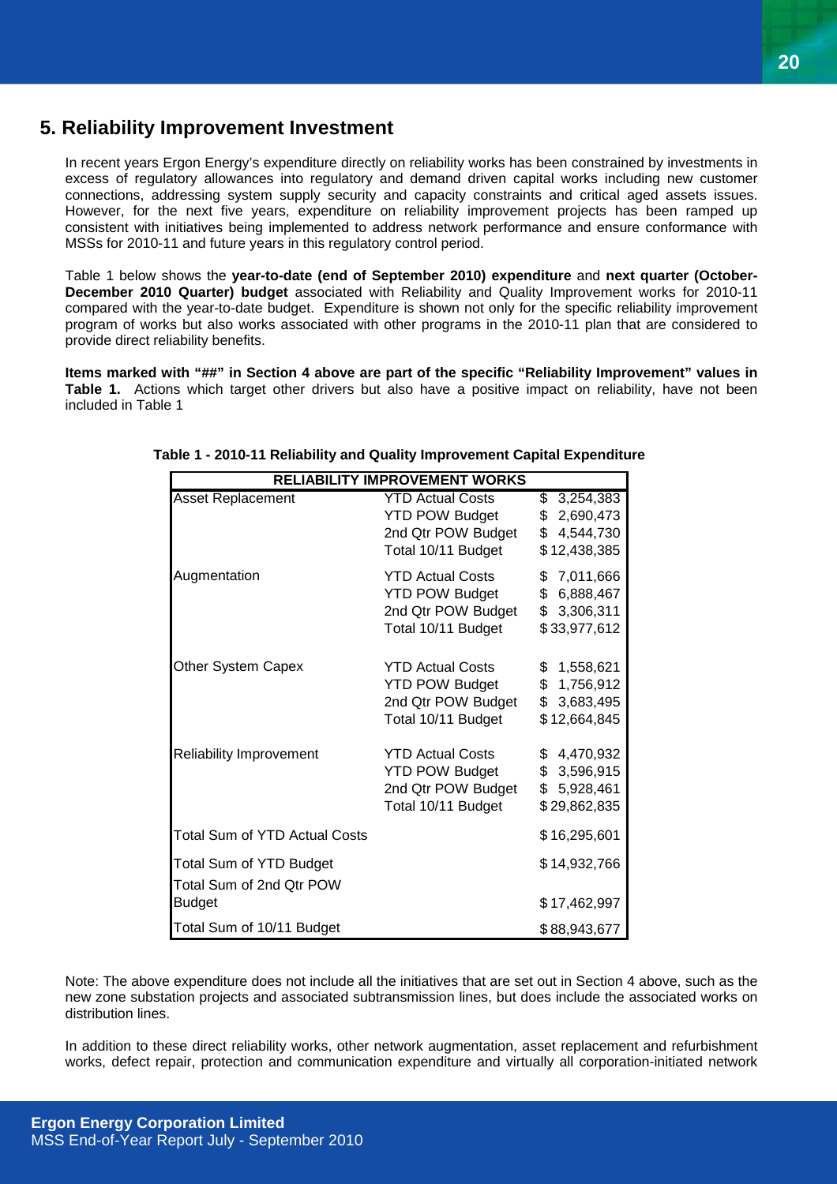## 5. Reliability Improvement Investment

In recent years Ergon Energy's expenditure directly on reliability works has been constrained by investments in excess of regulatory allowances into regulatory and demand driven capital works including new customer connections, addressing system supply security and capacity constraints and critical aged assets issues. However, for the next five years, expenditure on reliability improvement projects has been ramped up consistent with initiatives being implemented to address network performance and ensure conformance with MSSs for 2010-11 and future years in this regulatory control period.

Table 1 below shows the **year-to-date (end of September 2010) expenditure** and **next quarter (October-December 2010 Quarter) budget** associated with Reliability and Quality Improvement works for 2010-11 compared with the year-to-date budget. Expenditure is shown not only for the specific reliability improvement program of works but also works associated with other programs in the 2010-11 plan that are considered to provide direct reliability benefits.

**Items marked with "##" in Section 4 above are part of the specific "Reliability Improvement" values in Table 1.** Actions which target other drivers but also have a positive impact on reliability, have not been included in Table 1

**Table 1 - 2010-11 Reliability and Quality Improvement Capital Expenditure**

| RELIABILITY IMPROVEMENT WORKS | | |
|---|---|---|
| Asset Replacement | YTD Actual Costs | $ 3,254,383 |
| | YTD POW Budget | $ 2,690,473 |
| | 2nd Qtr POW Budget | $ 4,544,730 |
| | Total 10/11 Budget | $ 12,438,385 |
| Augmentation | YTD Actual Costs | $ 7,011,666 |
| | YTD POW Budget | $ 6,888,467 |
| | 2nd Qtr POW Budget | $ 3,306,311 |
| | Total 10/11 Budget | $ 33,977,612 |
| Other System Capex | YTD Actual Costs | $ 1,558,621 |
| | YTD POW Budget | $ 1,756,912 |
| | 2nd Qtr POW Budget | $ 3,683,495 |
| | Total 10/11 Budget | $ 12,664,845 |
| Reliability Improvement | YTD Actual Costs | $ 4,470,932 |
| | YTD POW Budget | $ 3,596,915 |
| | 2nd Qtr POW Budget | $ 5,928,461 |
| | Total 10/11 Budget | $ 29,862,835 |
| Total Sum of YTD Actual Costs | | $ 16,295,601 |
| Total Sum of YTD Budget | | $ 14,932,766 |
| Total Sum of 2nd Qtr POW Budget | | $ 17,462,997 |
| Total Sum of 10/11 Budget | | $ 88,943,677 |

Note: The above expenditure does not include all the initiatives that are set out in Section 4 above, such as the new zone substation projects and associated subtransmission lines, but does include the associated works on distribution lines.

In addition to these direct reliability works, other network augmentation, asset replacement and refurbishment works, defect repair, protection and communication expenditure and virtually all corporation-initiated network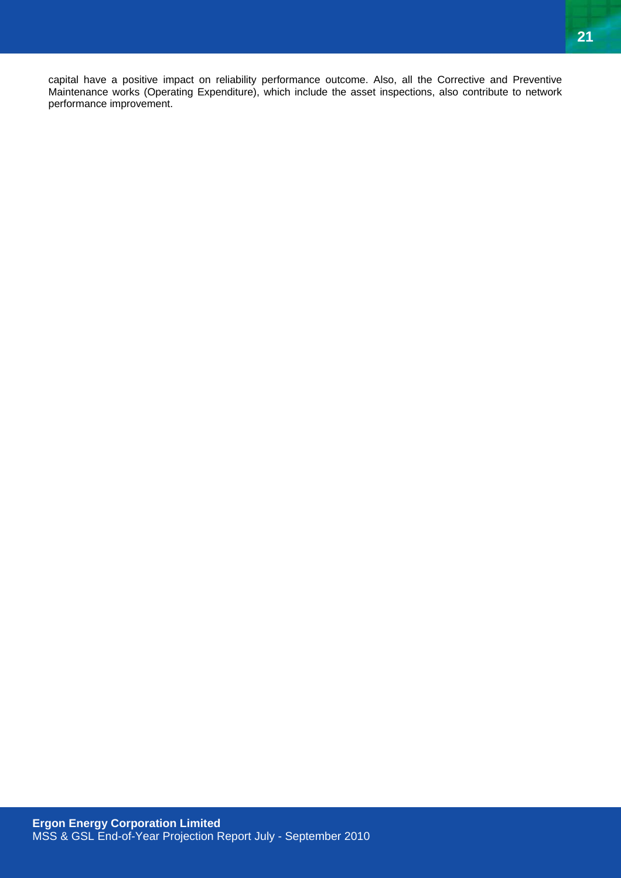capital have a positive impact on reliability performance outcome. Also, all the Corrective and Preventive Maintenance works (Operating Expenditure), which include the asset inspections, also contribute to network performance improvement.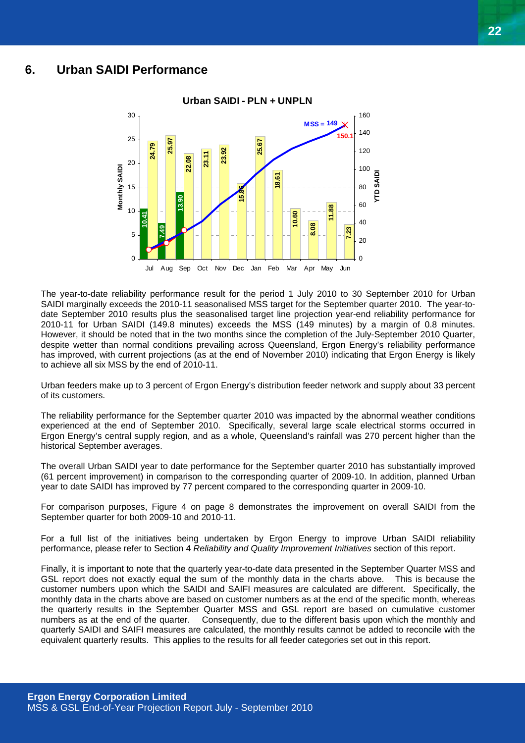## 6. Urban SAIDI Performance

**Urban SAIDI - PLN + UNPLN**

| Month | Monthly SAIDI |
|---|---|
| Jul | 10.41 |
| Aug | 7.49 |
| Sep | 13.90 |
| Oct | 23.11 |
| Nov | 23.92 |
| Dec | 15.86 |
| Jan | 25.67 |
| Feb | 18.61 |
| Mar | 10.60 |
| Apr | 8.08 |
| May | 11.88 |
| Jun | 7.23 |

Additional values shown in chart: 24.79, 25.97, 22.08. MSS = 149; projected year-end YTD SAIDI 150.1.

The year-to-date reliability performance result for the period 1 July 2010 to 30 September 2010 for Urban SAIDI marginally exceeds the 2010-11 seasonalised MSS target for the September quarter 2010. The year-to-date September 2010 results plus the seasonalised target line projection year-end reliability performance for 2010-11 for Urban SAIDI (149.8 minutes) exceeds the MSS (149 minutes) by a margin of 0.8 minutes. However, it should be noted that in the two months since the completion of the July-September 2010 Quarter, despite wetter than normal conditions prevailing across Queensland, Ergon Energy's reliability performance has improved, with current projections (as at the end of November 2010) indicating that Ergon Energy is likely to achieve all six MSS by the end of 2010-11.

Urban feeders make up to 3 percent of Ergon Energy's distribution feeder network and supply about 33 percent of its customers.

The reliability performance for the September quarter 2010 was impacted by the abnormal weather conditions experienced at the end of September 2010. Specifically, several large scale electrical storms occurred in Ergon Energy's central supply region, and as a whole, Queensland's rainfall was 270 percent higher than the historical September averages.

The overall Urban SAIDI year to date performance for the September quarter 2010 has substantially improved (61 percent improvement) in comparison to the corresponding quarter of 2009-10. In addition, planned Urban year to date SAIDI has improved by 77 percent compared to the corresponding quarter in 2009-10.

For comparison purposes, Figure 4 on page 8 demonstrates the improvement on overall SAIDI from the September quarter for both 2009-10 and 2010-11.

For a full list of the initiatives being undertaken by Ergon Energy to improve Urban SAIDI reliability performance, please refer to Section 4 *Reliability and Quality Improvement Initiatives* section of this report.

Finally, it is important to note that the quarterly year-to-date data presented in the September Quarter MSS and GSL report does not exactly equal the sum of the monthly data in the charts above. This is because the customer numbers upon which the SAIDI and SAIFI measures are calculated are different. Specifically, the monthly data in the charts above are based on customer numbers as at the end of the specific month, whereas the quarterly results in the September Quarter MSS and GSL report are based on cumulative customer numbers as at the end of the quarter. Consequently, due to the different basis upon which the monthly and quarterly SAIDI and SAIFI measures are calculated, the monthly results cannot be added to reconcile with the equivalent quarterly results. This applies to the results for all feeder categories set out in this report.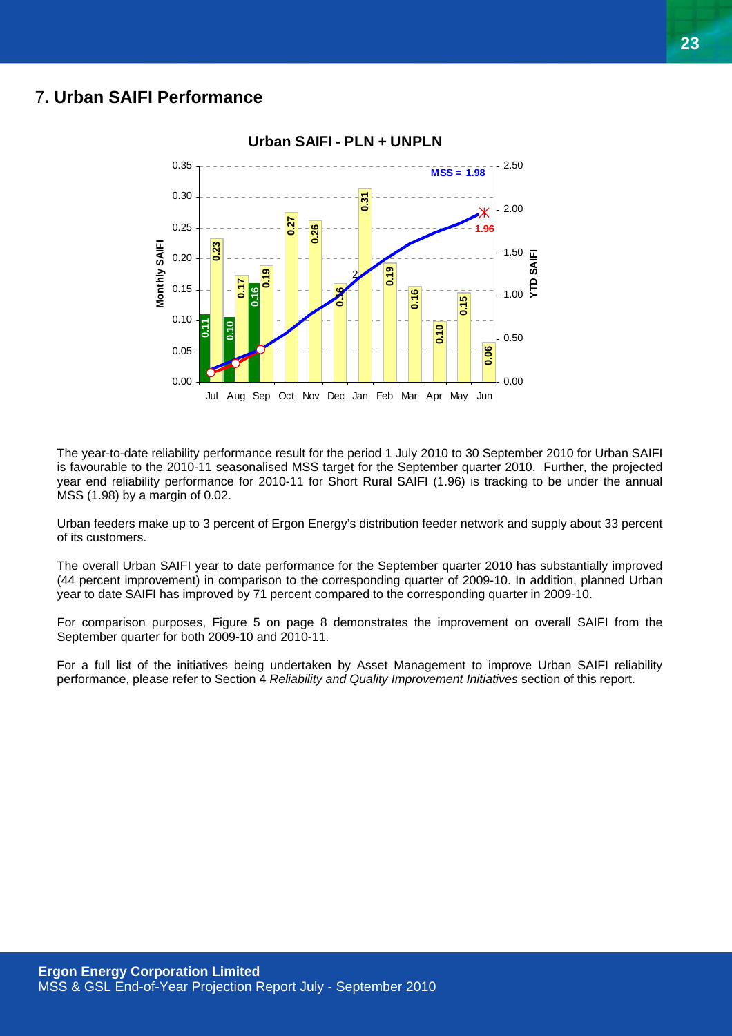## 7. Urban SAIFI Performance

The year-to-date reliability performance result for the period 1 July 2010 to 30 September 2010 for Urban SAIFI is favourable to the 2010-11 seasonalised MSS target for the September quarter 2010. Further, the projected year end reliability performance for 2010-11 for Short Rural SAIFI (1.96) is tracking to be under the annual MSS (1.98) by a margin of 0.02.

Urban feeders make up to 3 percent of Ergon Energy's distribution feeder network and supply about 33 percent of its customers.

The overall Urban SAIFI year to date performance for the September quarter 2010 has substantially improved (44 percent improvement) in comparison to the corresponding quarter of 2009-10. In addition, planned Urban year to date SAIFI has improved by 71 percent compared to the corresponding quarter in 2009-10.

For comparison purposes, Figure 5 on page 8 demonstrates the improvement on overall SAIFI from the September quarter for both 2009-10 and 2010-11.

For a full list of the initiatives being undertaken by Asset Management to improve Urban SAIFI reliability performance, please refer to Section 4 *Reliability and Quality Improvement Initiatives* section of this report.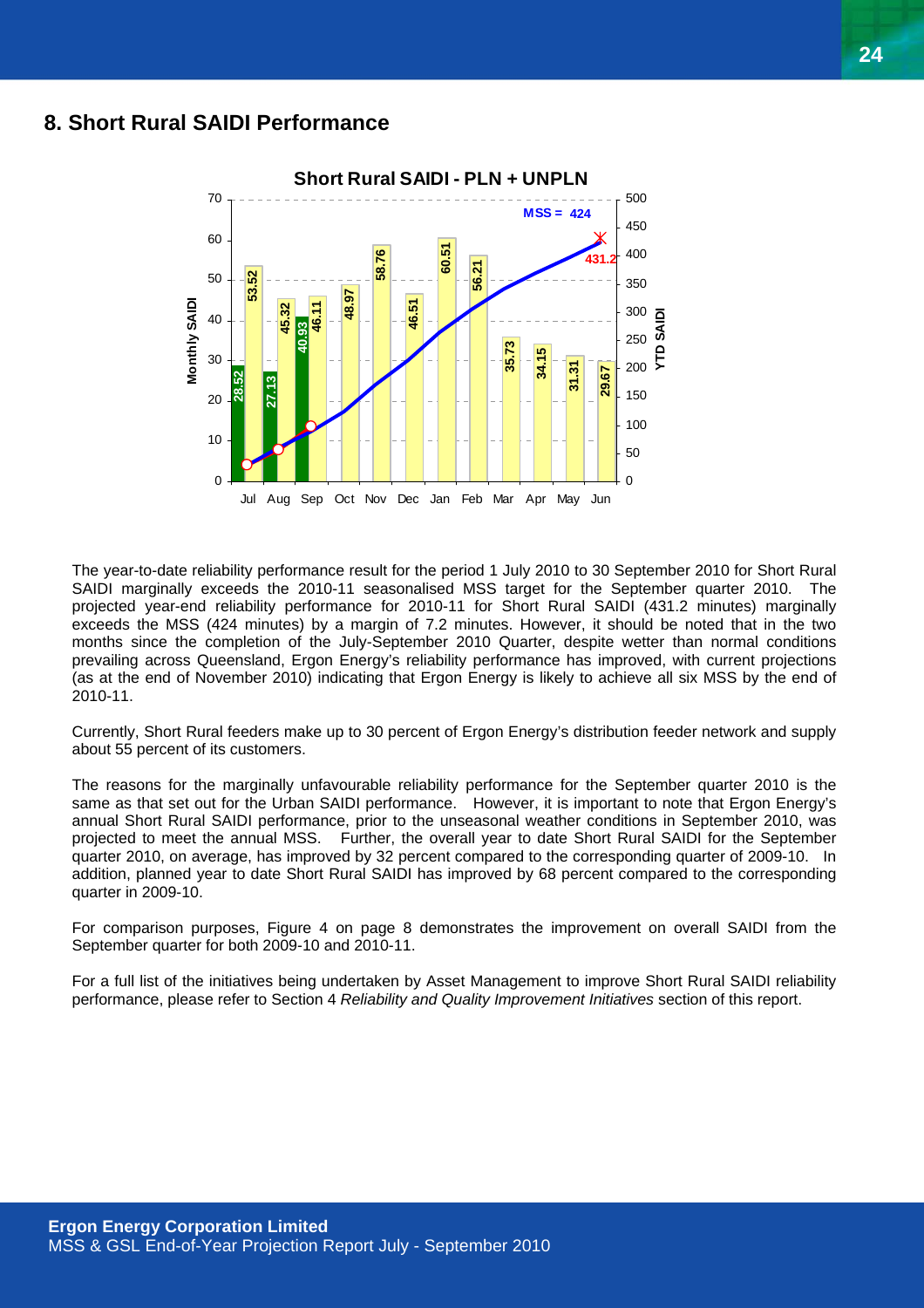## 8. Short Rural SAIDI Performance

**Short Rural SAIDI - PLN + UNPLN**

| Month | Monthly SAIDI |
|---|---|
| Jul | 28.52 |
| Jul (projected) | 53.52 |
| Aug | 27.13 |
| Aug (projected) | 45.32 |
| Sep | 40.93 |
| Sep (projected) | 46.11 |
| Oct | 48.97 |
| Nov | 58.76 |
| Dec | 46.51 |
| Jan | 60.51 |
| Feb | 56.21 |
| Mar | 35.73 |
| Apr | 34.15 |
| May | 31.31 |
| Jun | 29.67 |

MSS = 424; Projected YTD SAIDI = 431.2

The year-to-date reliability performance result for the period 1 July 2010 to 30 September 2010 for Short Rural SAIDI marginally exceeds the 2010-11 seasonalised MSS target for the September quarter 2010. The projected year-end reliability performance for 2010-11 for Short Rural SAIDI (431.2 minutes) marginally exceeds the MSS (424 minutes) by a margin of 7.2 minutes. However, it should be noted that in the two months since the completion of the July-September 2010 Quarter, despite wetter than normal conditions prevailing across Queensland, Ergon Energy's reliability performance has improved, with current projections (as at the end of November 2010) indicating that Ergon Energy is likely to achieve all six MSS by the end of 2010-11.

Currently, Short Rural feeders make up to 30 percent of Ergon Energy's distribution feeder network and supply about 55 percent of its customers.

The reasons for the marginally unfavourable reliability performance for the September quarter 2010 is the same as that set out for the Urban SAIDI performance. However, it is important to note that Ergon Energy's annual Short Rural SAIDI performance, prior to the unseasonal weather conditions in September 2010, was projected to meet the annual MSS. Further, the overall year to date Short Rural SAIDI for the September quarter 2010, on average, has improved by 32 percent compared to the corresponding quarter of 2009-10. In addition, planned year to date Short Rural SAIDI has improved by 68 percent compared to the corresponding quarter in 2009-10.

For comparison purposes, Figure 4 on page 8 demonstrates the improvement on overall SAIDI from the September quarter for both 2009-10 and 2010-11.

For a full list of the initiatives being undertaken by Asset Management to improve Short Rural SAIDI reliability performance, please refer to Section 4 *Reliability and Quality Improvement Initiatives* section of this report.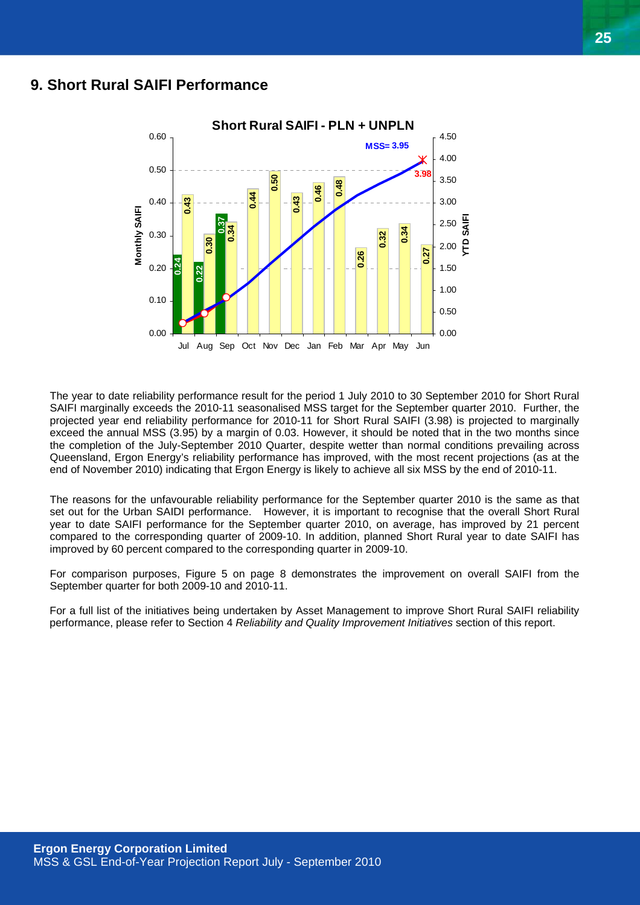## 9. Short Rural SAIFI Performance

The year to date reliability performance result for the period 1 July 2010 to 30 September 2010 for Short Rural SAIFI marginally exceeds the 2010-11 seasonalised MSS target for the September quarter 2010. Further, the projected year end reliability performance for 2010-11 for Short Rural SAIFI (3.98) is projected to marginally exceed the annual MSS (3.95) by a margin of 0.03. However, it should be noted that in the two months since the completion of the July-September 2010 Quarter, despite wetter than normal conditions prevailing across Queensland, Ergon Energy's reliability performance has improved, with the most recent projections (as at the end of November 2010) indicating that Ergon Energy is likely to achieve all six MSS by the end of 2010-11.

The reasons for the unfavourable reliability performance for the September quarter 2010 is the same as that set out for the Urban SAIDI performance. However, it is important to recognise that the overall Short Rural year to date SAIFI performance for the September quarter 2010, on average, has improved by 21 percent compared to the corresponding quarter of 2009-10. In addition, planned Short Rural year to date SAIFI has improved by 60 percent compared to the corresponding quarter in 2009-10.

For comparison purposes, Figure 5 on page 8 demonstrates the improvement on overall SAIFI from the September quarter for both 2009-10 and 2010-11.

For a full list of the initiatives being undertaken by Asset Management to improve Short Rural SAIFI reliability performance, please refer to Section 4 *Reliability and Quality Improvement Initiatives* section of this report.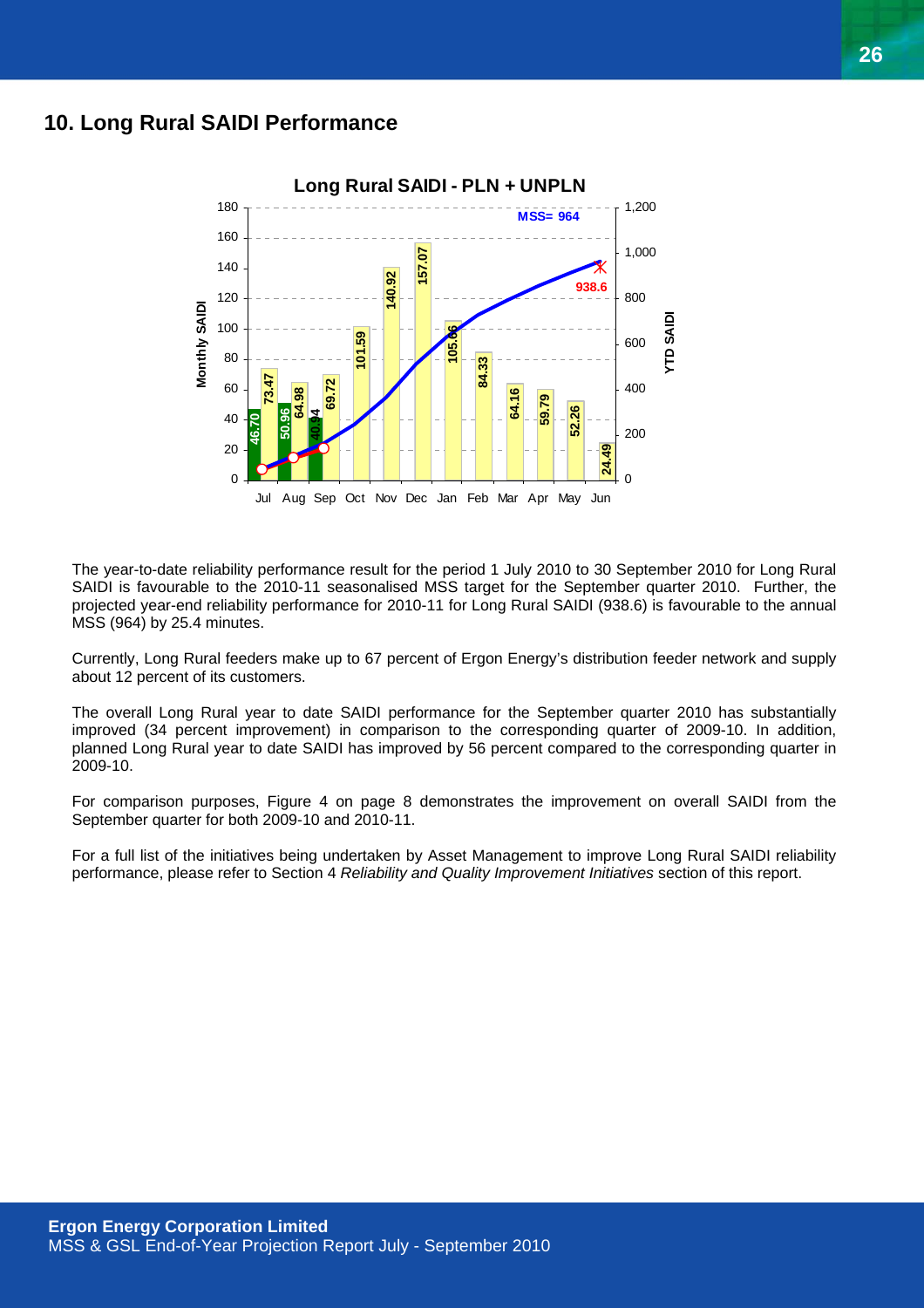## 10. Long Rural SAIDI Performance

The year-to-date reliability performance result for the period 1 July 2010 to 30 September 2010 for Long Rural SAIDI is favourable to the 2010-11 seasonalised MSS target for the September quarter 2010. Further, the projected year-end reliability performance for 2010-11 for Long Rural SAIDI (938.6) is favourable to the annual MSS (964) by 25.4 minutes.

Currently, Long Rural feeders make up to 67 percent of Ergon Energy's distribution feeder network and supply about 12 percent of its customers.

The overall Long Rural year to date SAIDI performance for the September quarter 2010 has substantially improved (34 percent improvement) in comparison to the corresponding quarter of 2009-10. In addition, planned Long Rural year to date SAIDI has improved by 56 percent compared to the corresponding quarter in 2009-10.

For comparison purposes, Figure 4 on page 8 demonstrates the improvement on overall SAIDI from the September quarter for both 2009-10 and 2010-11.

For a full list of the initiatives being undertaken by Asset Management to improve Long Rural SAIDI reliability performance, please refer to Section 4 *Reliability and Quality Improvement Initiatives* section of this report.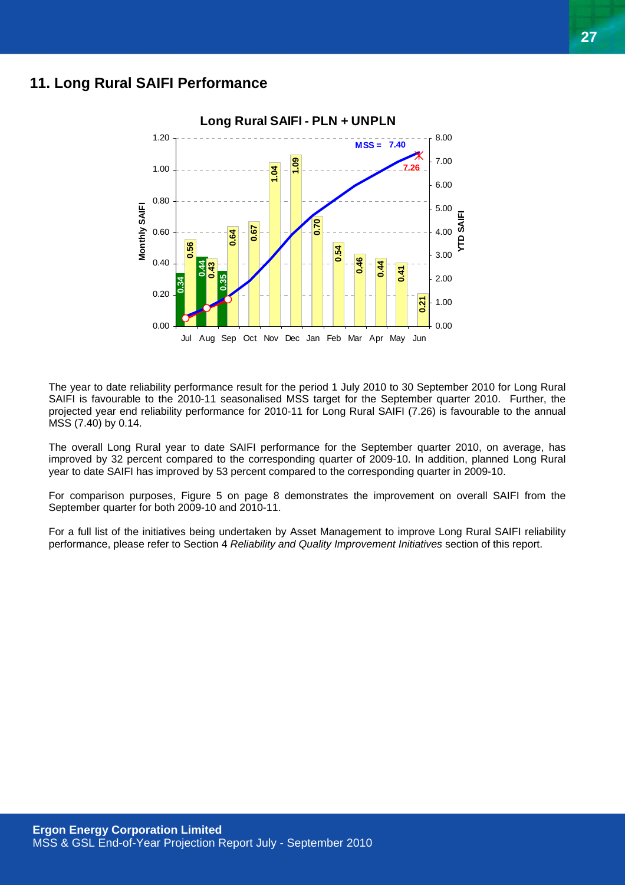## 11. Long Rural SAIFI Performance

The year to date reliability performance result for the period 1 July 2010 to 30 September 2010 for Long Rural SAIFI is favourable to the 2010-11 seasonalised MSS target for the September quarter 2010. Further, the projected year end reliability performance for 2010-11 for Long Rural SAIFI (7.26) is favourable to the annual MSS (7.40) by 0.14.

The overall Long Rural year to date SAIFI performance for the September quarter 2010, on average, has improved by 32 percent compared to the corresponding quarter of 2009-10. In addition, planned Long Rural year to date SAIFI has improved by 53 percent compared to the corresponding quarter in 2009-10.

For comparison purposes, Figure 5 on page 8 demonstrates the improvement on overall SAIFI from the September quarter for both 2009-10 and 2010-11.

For a full list of the initiatives being undertaken by Asset Management to improve Long Rural SAIFI reliability performance, please refer to Section 4 *Reliability and Quality Improvement Initiatives* section of this report.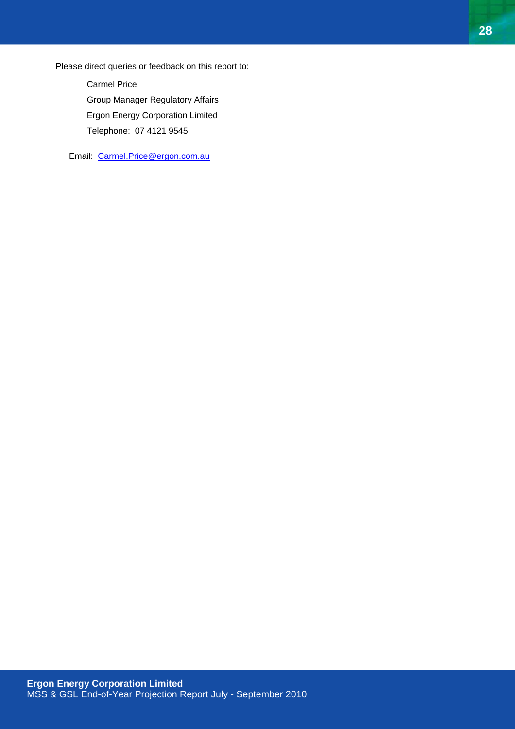Please direct queries or feedback on this report to:

Carmel Price

Group Manager Regulatory Affairs

Ergon Energy Corporation Limited

Telephone: 07 4121 9545

Email: Carmel.Price@ergon.com.au